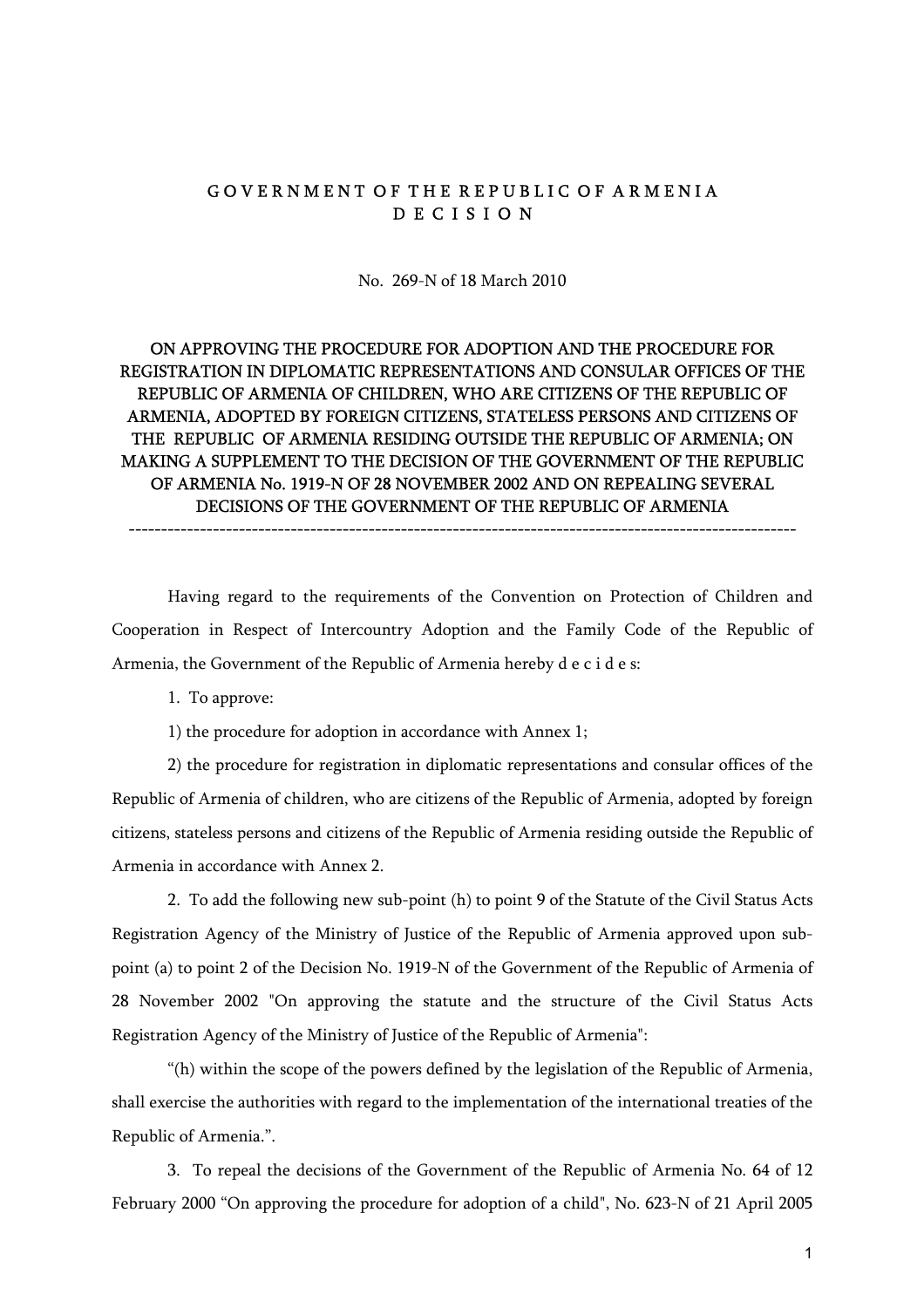# GOVERNMENT OF THE REPUBLIC OF ARMENIA
# DECISION

No. 269-N of 18 March 2010

## ON APPROVING THE PROCEDURE FOR ADOPTION AND THE PROCEDURE FOR REGISTRATION IN DIPLOMATIC REPRESENTATIONS AND CONSULAR OFFICES OF THE REPUBLIC OF ARMENIA OF CHILDREN, WHO ARE CITIZENS OF THE REPUBLIC OF ARMENIA, ADOPTED BY FOREIGN CITIZENS, STATELESS PERSONS AND CITIZENS OF THE REPUBLIC OF ARMENIA RESIDING OUTSIDE THE REPUBLIC OF ARMENIA; ON MAKING A SUPPLEMENT TO THE DECISION OF THE GOVERNMENT OF THE REPUBLIC OF ARMENIA No. 1919-N OF 28 NOVEMBER 2002 AND ON REPEALING SEVERAL DECISIONS OF THE GOVERNMENT OF THE REPUBLIC OF ARMENIA

---

Having regard to the requirements of the Convention on Protection of Children and Cooperation in Respect of Intercountry Adoption and the Family Code of the Republic of Armenia, the Government of the Republic of Armenia hereby d e c i d e s:

1. To approve:

1) the procedure for adoption in accordance with Annex 1;

2) the procedure for registration in diplomatic representations and consular offices of the Republic of Armenia of children, who are citizens of the Republic of Armenia, adopted by foreign citizens, stateless persons and citizens of the Republic of Armenia residing outside the Republic of Armenia in accordance with Annex 2.

2. To add the following new sub-point (h) to point 9 of the Statute of the Civil Status Acts Registration Agency of the Ministry of Justice of the Republic of Armenia approved upon sub-point (a) to point 2 of the Decision No. 1919-N of the Government of the Republic of Armenia of 28 November 2002 "On approving the statute and the structure of the Civil Status Acts Registration Agency of the Ministry of Justice of the Republic of Armenia":

"(h) within the scope of the powers defined by the legislation of the Republic of Armenia, shall exercise the authorities with regard to the implementation of the international treaties of the Republic of Armenia.".

3. To repeal the decisions of the Government of the Republic of Armenia No. 64 of 12 February 2000 "On approving the procedure for adoption of a child", No. 623-N of 21 April 2005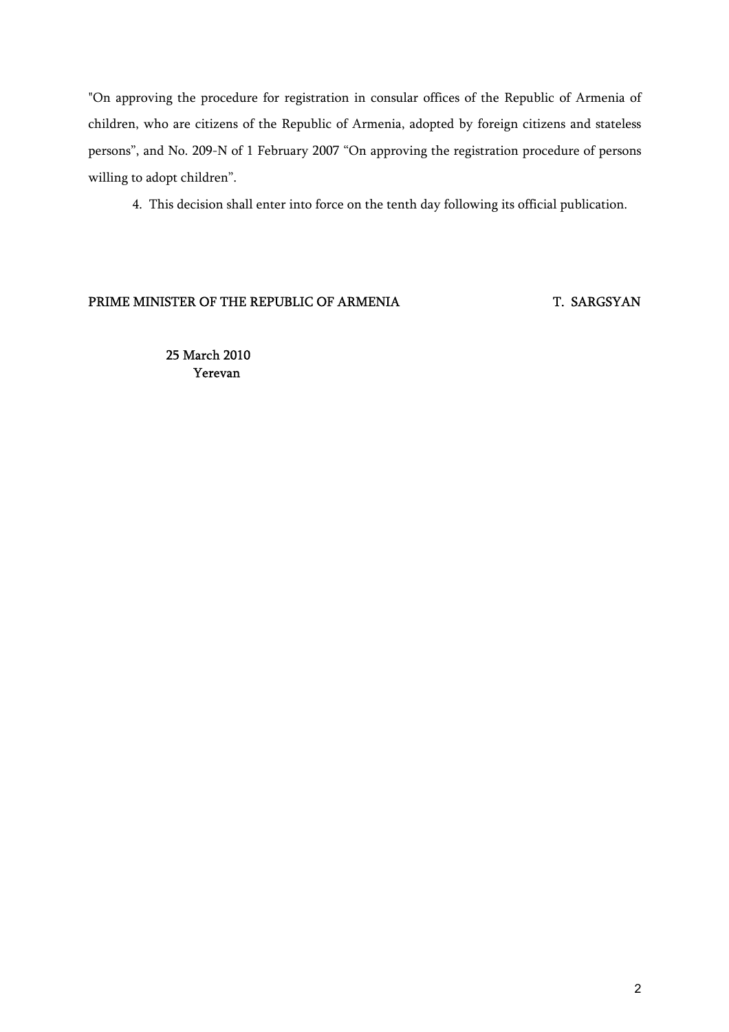"On approving the procedure for registration in consular offices of the Republic of Armenia of children, who are citizens of the Republic of Armenia, adopted by foreign citizens and stateless persons", and No. 209-N of 1 February 2007 "On approving the registration procedure of persons willing to adopt children".

4. This decision shall enter into force on the tenth day following its official publication.

PRIME MINISTER OF THE REPUBLIC OF ARMENIA T. SARGSYAN

25 March 2010
Yerevan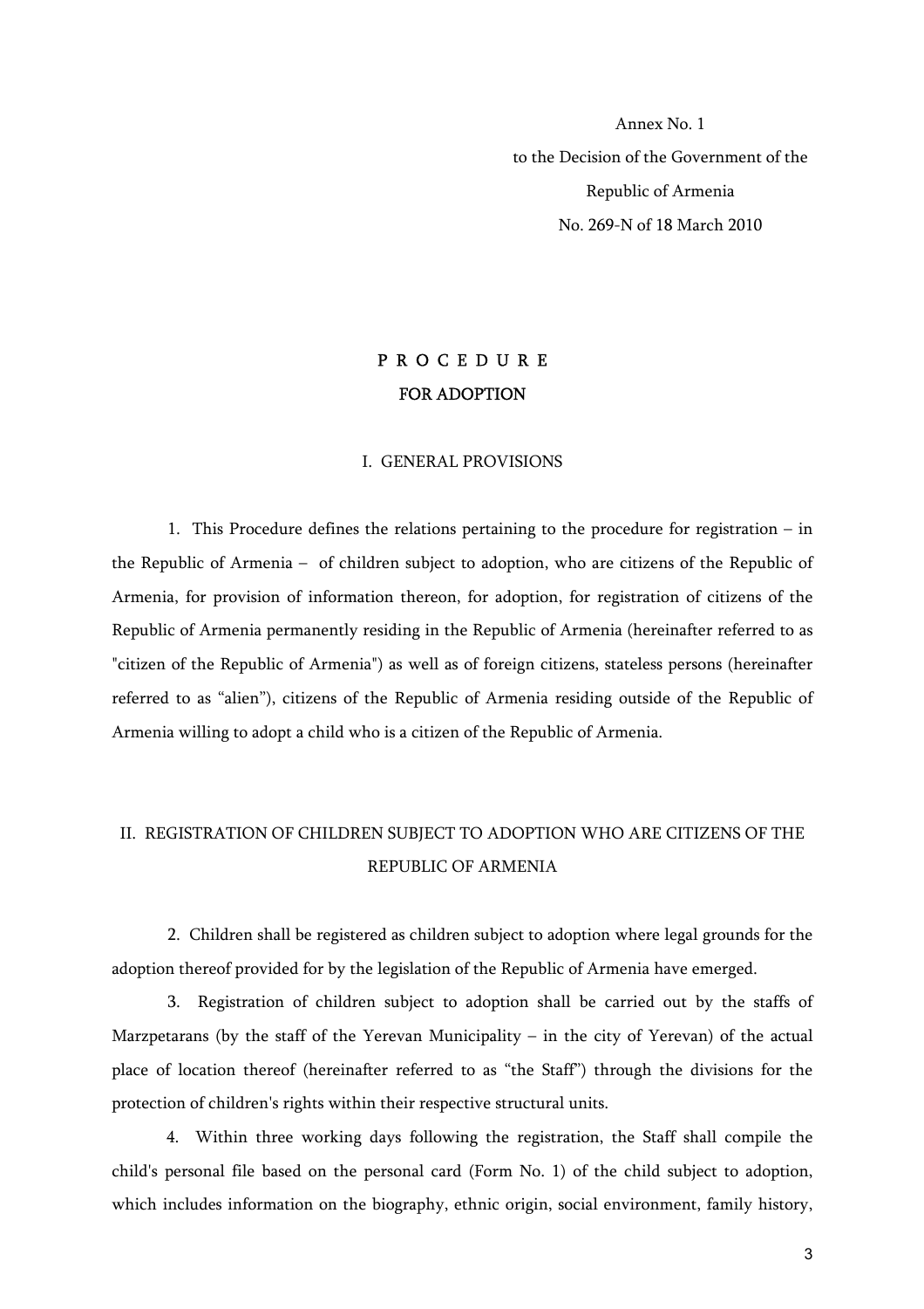Annex No. 1

to the Decision of the Government of the Republic of Armenia

No. 269-N of 18 March 2010

# P R O C E D U R E
# FOR ADOPTION

## I. GENERAL PROVISIONS

1. This Procedure defines the relations pertaining to the procedure for registration – in the Republic of Armenia – of children subject to adoption, who are citizens of the Republic of Armenia, for provision of information thereon, for adoption, for registration of citizens of the Republic of Armenia permanently residing in the Republic of Armenia (hereinafter referred to as "citizen of the Republic of Armenia") as well as of foreign citizens, stateless persons (hereinafter referred to as "alien"), citizens of the Republic of Armenia residing outside of the Republic of Armenia willing to adopt a child who is a citizen of the Republic of Armenia.

## II. REGISTRATION OF CHILDREN SUBJECT TO ADOPTION WHO ARE CITIZENS OF THE REPUBLIC OF ARMENIA

2. Children shall be registered as children subject to adoption where legal grounds for the adoption thereof provided for by the legislation of the Republic of Armenia have emerged.

3. Registration of children subject to adoption shall be carried out by the staffs of Marzpetarans (by the staff of the Yerevan Municipality – in the city of Yerevan) of the actual place of location thereof (hereinafter referred to as "the Staff") through the divisions for the protection of children's rights within their respective structural units.

4. Within three working days following the registration, the Staff shall compile the child's personal file based on the personal card (Form No. 1) of the child subject to adoption, which includes information on the biography, ethnic origin, social environment, family history,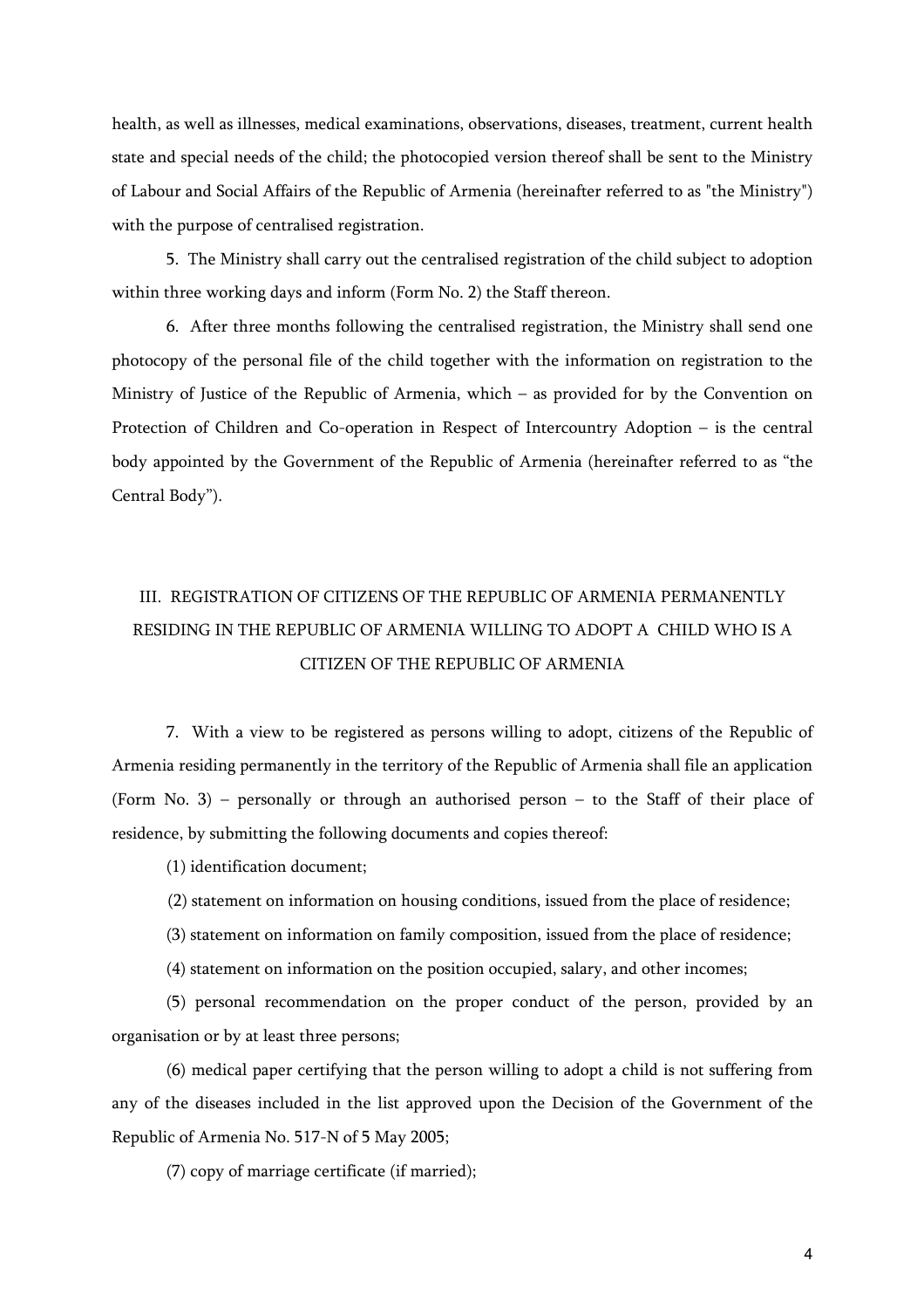health, as well as illnesses, medical examinations, observations, diseases, treatment, current health state and special needs of the child; the photocopied version thereof shall be sent to the Ministry of Labour and Social Affairs of the Republic of Armenia (hereinafter referred to as "the Ministry") with the purpose of centralised registration.

5. The Ministry shall carry out the centralised registration of the child subject to adoption within three working days and inform (Form No. 2) the Staff thereon.

6. After three months following the centralised registration, the Ministry shall send one photocopy of the personal file of the child together with the information on registration to the Ministry of Justice of the Republic of Armenia, which – as provided for by the Convention on Protection of Children and Co-operation in Respect of Intercountry Adoption – is the central body appointed by the Government of the Republic of Armenia (hereinafter referred to as "the Central Body").

## III. REGISTRATION OF CITIZENS OF THE REPUBLIC OF ARMENIA PERMANENTLY RESIDING IN THE REPUBLIC OF ARMENIA WILLING TO ADOPT A CHILD WHO IS A CITIZEN OF THE REPUBLIC OF ARMENIA

7. With a view to be registered as persons willing to adopt, citizens of the Republic of Armenia residing permanently in the territory of the Republic of Armenia shall file an application (Form No. 3) – personally or through an authorised person – to the Staff of their place of residence, by submitting the following documents and copies thereof:

(1) identification document;

(2) statement on information on housing conditions, issued from the place of residence;

(3) statement on information on family composition, issued from the place of residence;

(4) statement on information on the position occupied, salary, and other incomes;

(5) personal recommendation on the proper conduct of the person, provided by an organisation or by at least three persons;

(6) medical paper certifying that the person willing to adopt a child is not suffering from any of the diseases included in the list approved upon the Decision of the Government of the Republic of Armenia No. 517-N of 5 May 2005;

(7) copy of marriage certificate (if married);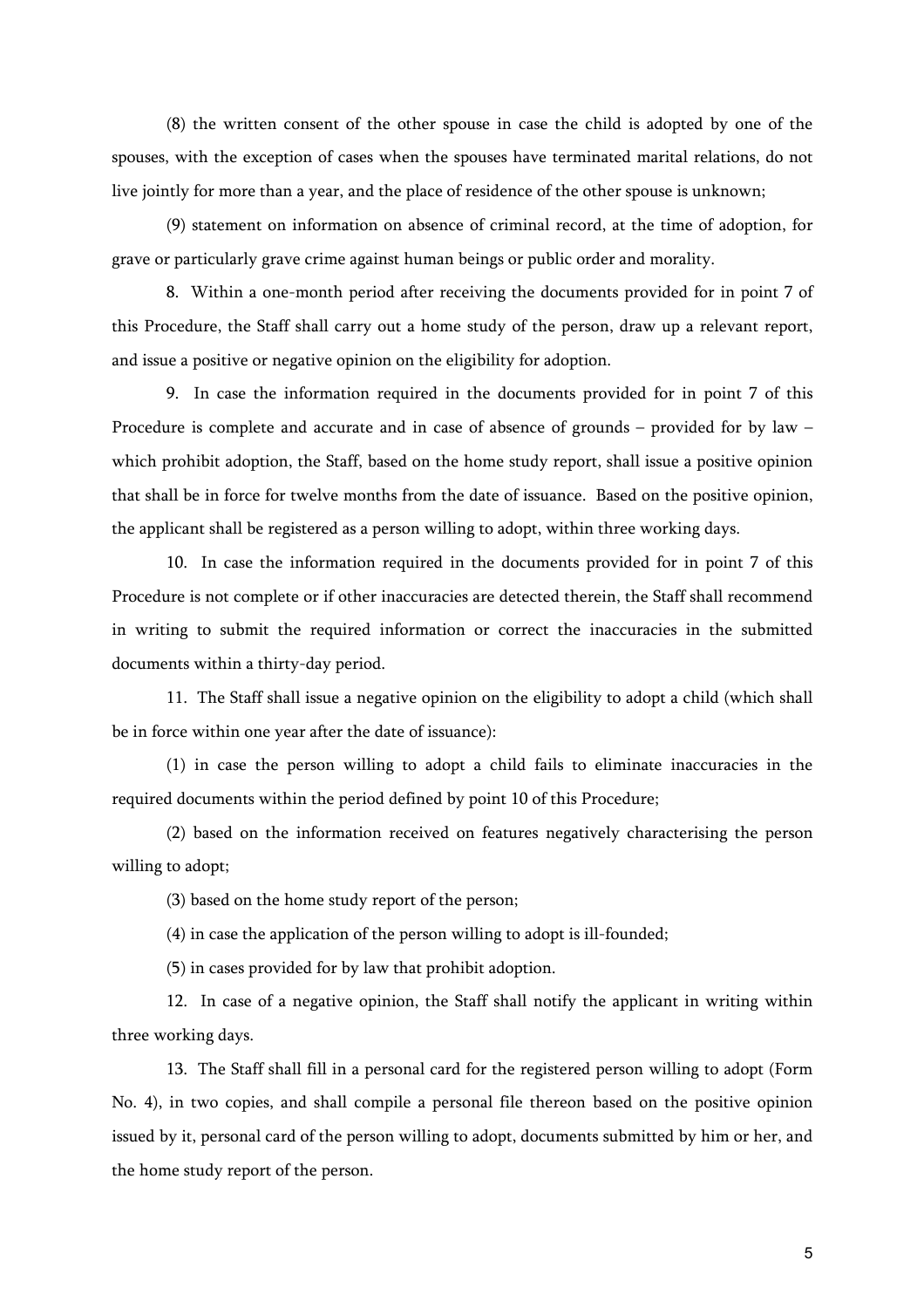(8) the written consent of the other spouse in case the child is adopted by one of the spouses, with the exception of cases when the spouses have terminated marital relations, do not live jointly for more than a year, and the place of residence of the other spouse is unknown;

(9) statement on information on absence of criminal record, at the time of adoption, for grave or particularly grave crime against human beings or public order and morality.

8. Within a one-month period after receiving the documents provided for in point 7 of this Procedure, the Staff shall carry out a home study of the person, draw up a relevant report, and issue a positive or negative opinion on the eligibility for adoption.

9. In case the information required in the documents provided for in point 7 of this Procedure is complete and accurate and in case of absence of grounds – provided for by law – which prohibit adoption, the Staff, based on the home study report, shall issue a positive opinion that shall be in force for twelve months from the date of issuance. Based on the positive opinion, the applicant shall be registered as a person willing to adopt, within three working days.

10. In case the information required in the documents provided for in point 7 of this Procedure is not complete or if other inaccuracies are detected therein, the Staff shall recommend in writing to submit the required information or correct the inaccuracies in the submitted documents within a thirty-day period.

11. The Staff shall issue a negative opinion on the eligibility to adopt a child (which shall be in force within one year after the date of issuance):

(1) in case the person willing to adopt a child fails to eliminate inaccuracies in the required documents within the period defined by point 10 of this Procedure;

(2) based on the information received on features negatively characterising the person willing to adopt;

(3) based on the home study report of the person;

(4) in case the application of the person willing to adopt is ill-founded;

(5) in cases provided for by law that prohibit adoption.

12. In case of a negative opinion, the Staff shall notify the applicant in writing within three working days.

13. The Staff shall fill in a personal card for the registered person willing to adopt (Form No. 4), in two copies, and shall compile a personal file thereon based on the positive opinion issued by it, personal card of the person willing to adopt, documents submitted by him or her, and the home study report of the person.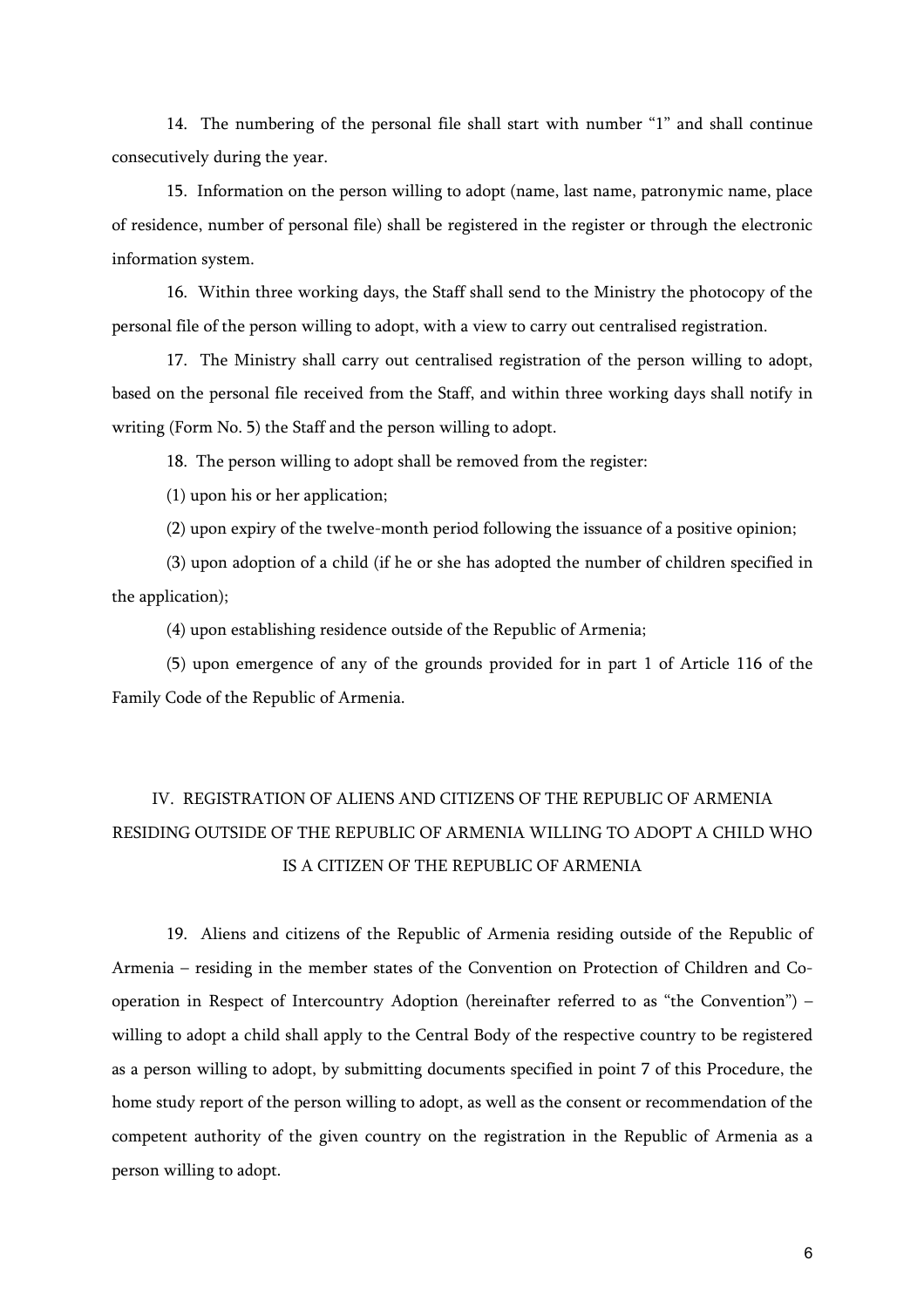14. The numbering of the personal file shall start with number “1” and shall continue consecutively during the year.

15. Information on the person willing to adopt (name, last name, patronymic name, place of residence, number of personal file) shall be registered in the register or through the electronic information system.

16. Within three working days, the Staff shall send to the Ministry the photocopy of the personal file of the person willing to adopt, with a view to carry out centralised registration.

17. The Ministry shall carry out centralised registration of the person willing to adopt, based on the personal file received from the Staff, and within three working days shall notify in writing (Form No. 5) the Staff and the person willing to adopt.

18. The person willing to adopt shall be removed from the register:

(1) upon his or her application;

(2) upon expiry of the twelve-month period following the issuance of a positive opinion;

(3) upon adoption of a child (if he or she has adopted the number of children specified in the application);

(4) upon establishing residence outside of the Republic of Armenia;

(5) upon emergence of any of the grounds provided for in part 1 of Article 116 of the Family Code of the Republic of Armenia.

## IV. REGISTRATION OF ALIENS AND CITIZENS OF THE REPUBLIC OF ARMENIA RESIDING OUTSIDE OF THE REPUBLIC OF ARMENIA WILLING TO ADOPT A CHILD WHO IS A CITIZEN OF THE REPUBLIC OF ARMENIA

19. Aliens and citizens of the Republic of Armenia residing outside of the Republic of Armenia – residing in the member states of the Convention on Protection of Children and Co-operation in Respect of Intercountry Adoption (hereinafter referred to as “the Convention”) – willing to adopt a child shall apply to the Central Body of the respective country to be registered as a person willing to adopt, by submitting documents specified in point 7 of this Procedure, the home study report of the person willing to adopt, as well as the consent or recommendation of the competent authority of the given country on the registration in the Republic of Armenia as a person willing to adopt.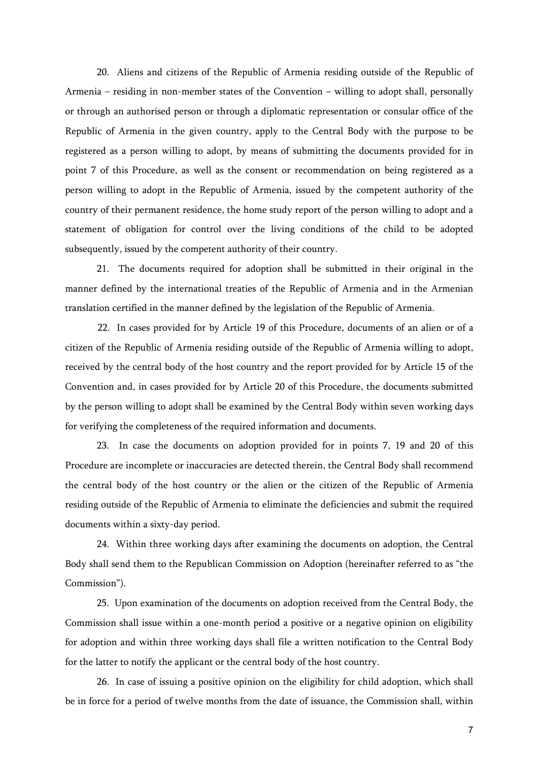20. Aliens and citizens of the Republic of Armenia residing outside of the Republic of Armenia – residing in non-member states of the Convention – willing to adopt shall, personally or through an authorised person or through a diplomatic representation or consular office of the Republic of Armenia in the given country, apply to the Central Body with the purpose to be registered as a person willing to adopt, by means of submitting the documents provided for in point 7 of this Procedure, as well as the consent or recommendation on being registered as a person willing to adopt in the Republic of Armenia, issued by the competent authority of the country of their permanent residence, the home study report of the person willing to adopt and a statement of obligation for control over the living conditions of the child to be adopted subsequently, issued by the competent authority of their country.

21. The documents required for adoption shall be submitted in their original in the manner defined by the international treaties of the Republic of Armenia and in the Armenian translation certified in the manner defined by the legislation of the Republic of Armenia.

22. In cases provided for by Article 19 of this Procedure, documents of an alien or of a citizen of the Republic of Armenia residing outside of the Republic of Armenia willing to adopt, received by the central body of the host country and the report provided for by Article 15 of the Convention and, in cases provided for by Article 20 of this Procedure, the documents submitted by the person willing to adopt shall be examined by the Central Body within seven working days for verifying the completeness of the required information and documents.

23. In case the documents on adoption provided for in points 7, 19 and 20 of this Procedure are incomplete or inaccuracies are detected therein, the Central Body shall recommend the central body of the host country or the alien or the citizen of the Republic of Armenia residing outside of the Republic of Armenia to eliminate the deficiencies and submit the required documents within a sixty-day period.

24. Within three working days after examining the documents on adoption, the Central Body shall send them to the Republican Commission on Adoption (hereinafter referred to as "the Commission").

25. Upon examination of the documents on adoption received from the Central Body, the Commission shall issue within a one-month period a positive or a negative opinion on eligibility for adoption and within three working days shall file a written notification to the Central Body for the latter to notify the applicant or the central body of the host country.

26. In case of issuing a positive opinion on the eligibility for child adoption, which shall be in force for a period of twelve months from the date of issuance, the Commission shall, within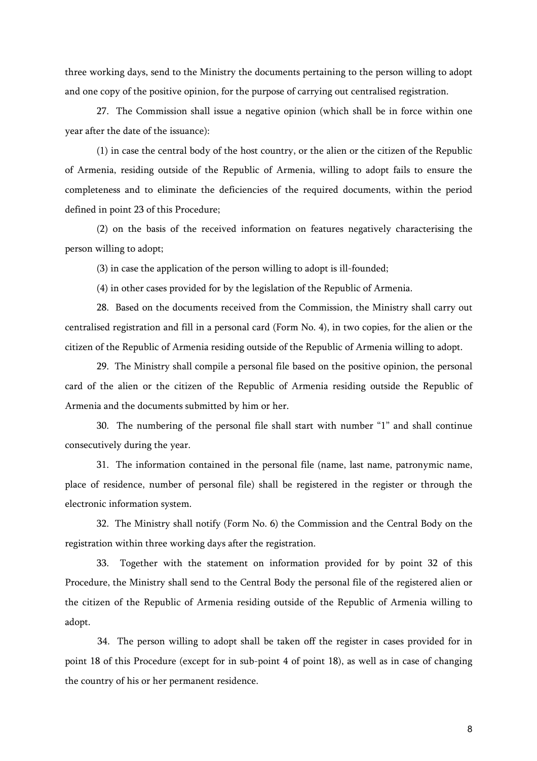three working days, send to the Ministry the documents pertaining to the person willing to adopt and one copy of the positive opinion, for the purpose of carrying out centralised registration.

27. The Commission shall issue a negative opinion (which shall be in force within one year after the date of the issuance):

(1) in case the central body of the host country, or the alien or the citizen of the Republic of Armenia, residing outside of the Republic of Armenia, willing to adopt fails to ensure the completeness and to eliminate the deficiencies of the required documents, within the period defined in point 23 of this Procedure;

(2) on the basis of the received information on features negatively characterising the person willing to adopt;

(3) in case the application of the person willing to adopt is ill-founded;

(4) in other cases provided for by the legislation of the Republic of Armenia.

28. Based on the documents received from the Commission, the Ministry shall carry out centralised registration and fill in a personal card (Form No. 4), in two copies, for the alien or the citizen of the Republic of Armenia residing outside of the Republic of Armenia willing to adopt.

29. The Ministry shall compile a personal file based on the positive opinion, the personal card of the alien or the citizen of the Republic of Armenia residing outside the Republic of Armenia and the documents submitted by him or her.

30. The numbering of the personal file shall start with number "1" and shall continue consecutively during the year.

31. The information contained in the personal file (name, last name, patronymic name, place of residence, number of personal file) shall be registered in the register or through the electronic information system.

32. The Ministry shall notify (Form No. 6) the Commission and the Central Body on the registration within three working days after the registration.

33. Together with the statement on information provided for by point 32 of this Procedure, the Ministry shall send to the Central Body the personal file of the registered alien or the citizen of the Republic of Armenia residing outside of the Republic of Armenia willing to adopt.

34. The person willing to adopt shall be taken off the register in cases provided for in point 18 of this Procedure (except for in sub-point 4 of point 18), as well as in case of changing the country of his or her permanent residence.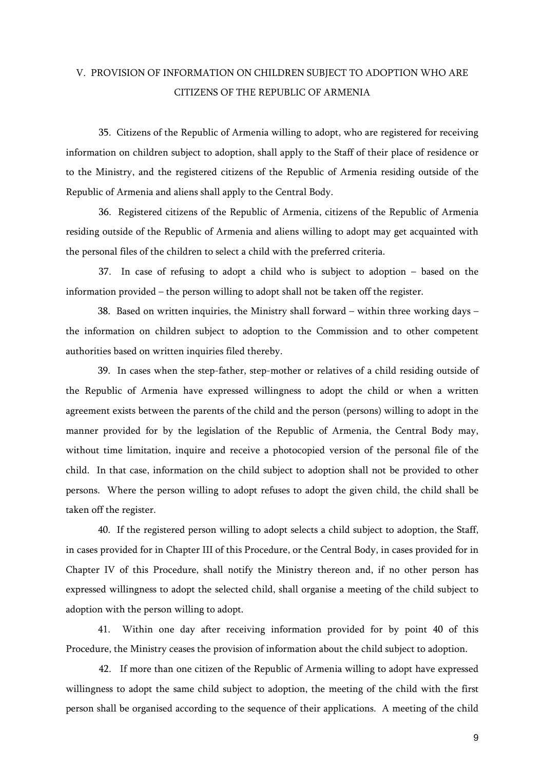## V. PROVISION OF INFORMATION ON CHILDREN SUBJECT TO ADOPTION WHO ARE CITIZENS OF THE REPUBLIC OF ARMENIA

35. Citizens of the Republic of Armenia willing to adopt, who are registered for receiving information on children subject to adoption, shall apply to the Staff of their place of residence or to the Ministry, and the registered citizens of the Republic of Armenia residing outside of the Republic of Armenia and aliens shall apply to the Central Body.

36. Registered citizens of the Republic of Armenia, citizens of the Republic of Armenia residing outside of the Republic of Armenia and aliens willing to adopt may get acquainted with the personal files of the children to select a child with the preferred criteria.

37. In case of refusing to adopt a child who is subject to adoption – based on the information provided – the person willing to adopt shall not be taken off the register.

38. Based on written inquiries, the Ministry shall forward – within three working days – the information on children subject to adoption to the Commission and to other competent authorities based on written inquiries filed thereby.

39. In cases when the step-father, step-mother or relatives of a child residing outside of the Republic of Armenia have expressed willingness to adopt the child or when a written agreement exists between the parents of the child and the person (persons) willing to adopt in the manner provided for by the legislation of the Republic of Armenia, the Central Body may, without time limitation, inquire and receive a photocopied version of the personal file of the child. In that case, information on the child subject to adoption shall not be provided to other persons. Where the person willing to adopt refuses to adopt the given child, the child shall be taken off the register.

40. If the registered person willing to adopt selects a child subject to adoption, the Staff, in cases provided for in Chapter III of this Procedure, or the Central Body, in cases provided for in Chapter IV of this Procedure, shall notify the Ministry thereon and, if no other person has expressed willingness to adopt the selected child, shall organise a meeting of the child subject to adoption with the person willing to adopt.

41. Within one day after receiving information provided for by point 40 of this Procedure, the Ministry ceases the provision of information about the child subject to adoption.

42. If more than one citizen of the Republic of Armenia willing to adopt have expressed willingness to adopt the same child subject to adoption, the meeting of the child with the first person shall be organised according to the sequence of their applications. A meeting of the child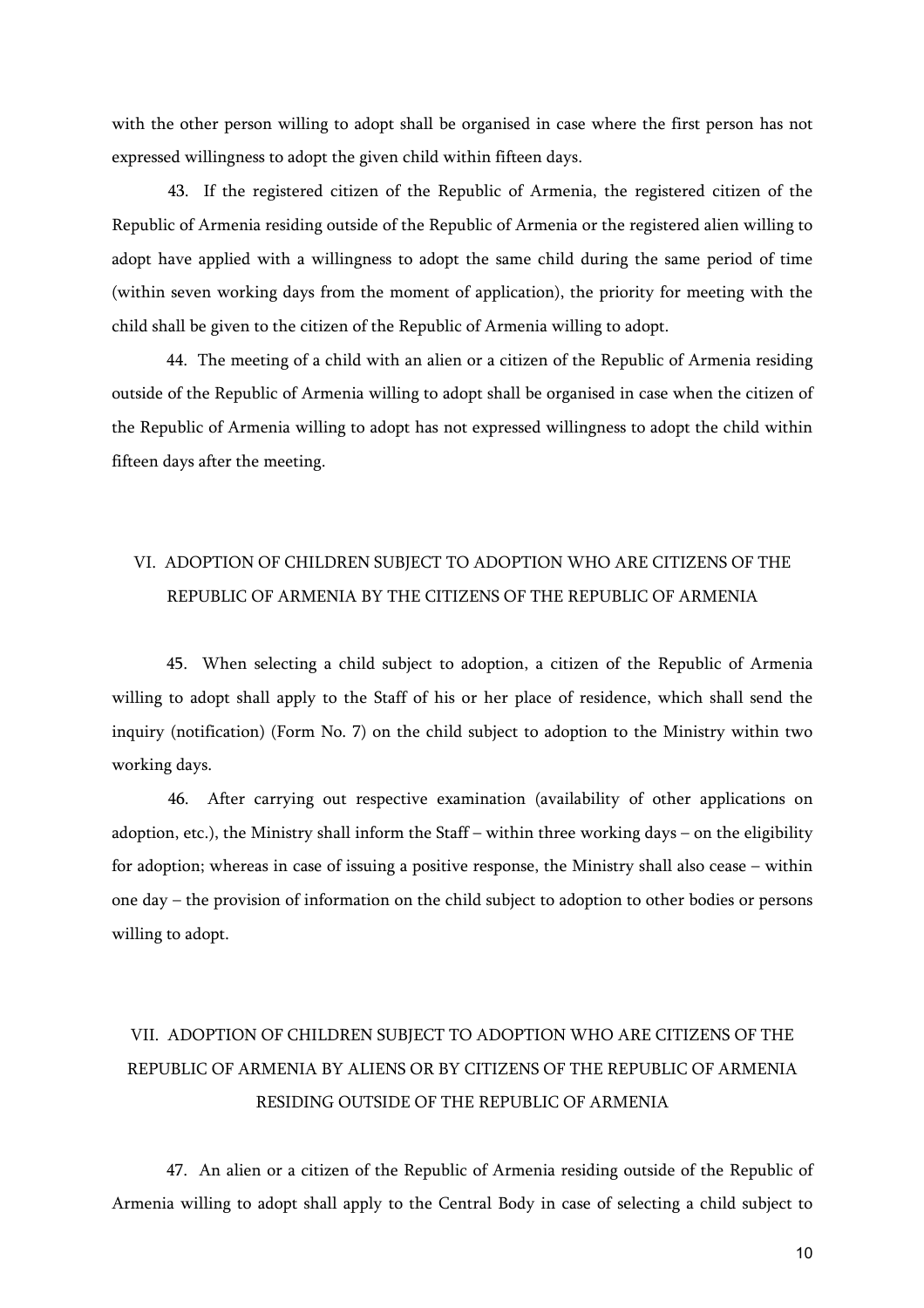with the other person willing to adopt shall be organised in case where the first person has not expressed willingness to adopt the given child within fifteen days.

43. If the registered citizen of the Republic of Armenia, the registered citizen of the Republic of Armenia residing outside of the Republic of Armenia or the registered alien willing to adopt have applied with a willingness to adopt the same child during the same period of time (within seven working days from the moment of application), the priority for meeting with the child shall be given to the citizen of the Republic of Armenia willing to adopt.

44. The meeting of a child with an alien or a citizen of the Republic of Armenia residing outside of the Republic of Armenia willing to adopt shall be organised in case when the citizen of the Republic of Armenia willing to adopt has not expressed willingness to adopt the child within fifteen days after the meeting.

## VI. ADOPTION OF CHILDREN SUBJECT TO ADOPTION WHO ARE CITIZENS OF THE REPUBLIC OF ARMENIA BY THE CITIZENS OF THE REPUBLIC OF ARMENIA

45. When selecting a child subject to adoption, a citizen of the Republic of Armenia willing to adopt shall apply to the Staff of his or her place of residence, which shall send the inquiry (notification) (Form No. 7) on the child subject to adoption to the Ministry within two working days.

46. After carrying out respective examination (availability of other applications on adoption, etc.), the Ministry shall inform the Staff – within three working days – on the eligibility for adoption; whereas in case of issuing a positive response, the Ministry shall also cease – within one day – the provision of information on the child subject to adoption to other bodies or persons willing to adopt.

## VII. ADOPTION OF CHILDREN SUBJECT TO ADOPTION WHO ARE CITIZENS OF THE REPUBLIC OF ARMENIA BY ALIENS OR BY CITIZENS OF THE REPUBLIC OF ARMENIA RESIDING OUTSIDE OF THE REPUBLIC OF ARMENIA

47. An alien or a citizen of the Republic of Armenia residing outside of the Republic of Armenia willing to adopt shall apply to the Central Body in case of selecting a child subject to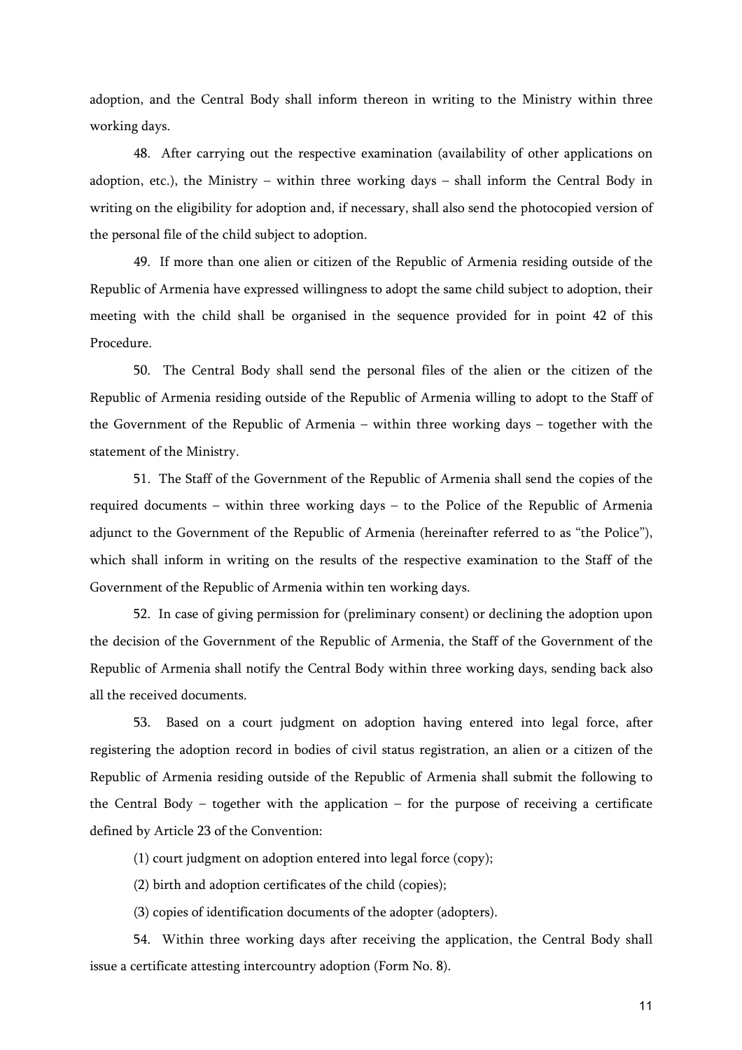adoption, and the Central Body shall inform thereon in writing to the Ministry within three working days.

48. After carrying out the respective examination (availability of other applications on adoption, etc.), the Ministry – within three working days – shall inform the Central Body in writing on the eligibility for adoption and, if necessary, shall also send the photocopied version of the personal file of the child subject to adoption.

49. If more than one alien or citizen of the Republic of Armenia residing outside of the Republic of Armenia have expressed willingness to adopt the same child subject to adoption, their meeting with the child shall be organised in the sequence provided for in point 42 of this Procedure.

50. The Central Body shall send the personal files of the alien or the citizen of the Republic of Armenia residing outside of the Republic of Armenia willing to adopt to the Staff of the Government of the Republic of Armenia – within three working days – together with the statement of the Ministry.

51. The Staff of the Government of the Republic of Armenia shall send the copies of the required documents – within three working days – to the Police of the Republic of Armenia adjunct to the Government of the Republic of Armenia (hereinafter referred to as "the Police"), which shall inform in writing on the results of the respective examination to the Staff of the Government of the Republic of Armenia within ten working days.

52. In case of giving permission for (preliminary consent) or declining the adoption upon the decision of the Government of the Republic of Armenia, the Staff of the Government of the Republic of Armenia shall notify the Central Body within three working days, sending back also all the received documents.

53. Based on a court judgment on adoption having entered into legal force, after registering the adoption record in bodies of civil status registration, an alien or a citizen of the Republic of Armenia residing outside of the Republic of Armenia shall submit the following to the Central Body – together with the application – for the purpose of receiving a certificate defined by Article 23 of the Convention:

(1) court judgment on adoption entered into legal force (copy);

(2) birth and adoption certificates of the child (copies);

(3) copies of identification documents of the adopter (adopters).

54. Within three working days after receiving the application, the Central Body shall issue a certificate attesting intercountry adoption (Form No. 8).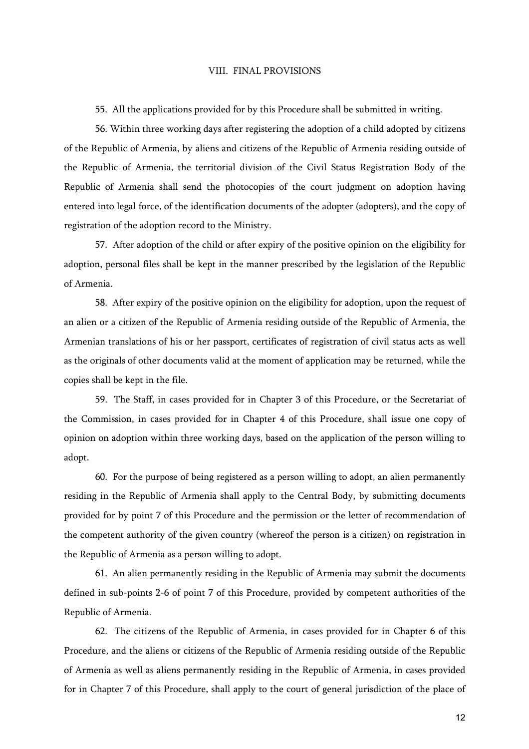## VIII. FINAL PROVISIONS

55. All the applications provided for by this Procedure shall be submitted in writing.

56. Within three working days after registering the adoption of a child adopted by citizens of the Republic of Armenia, by aliens and citizens of the Republic of Armenia residing outside of the Republic of Armenia, the territorial division of the Civil Status Registration Body of the Republic of Armenia shall send the photocopies of the court judgment on adoption having entered into legal force, of the identification documents of the adopter (adopters), and the copy of registration of the adoption record to the Ministry.

57. After adoption of the child or after expiry of the positive opinion on the eligibility for adoption, personal files shall be kept in the manner prescribed by the legislation of the Republic of Armenia.

58. After expiry of the positive opinion on the eligibility for adoption, upon the request of an alien or a citizen of the Republic of Armenia residing outside of the Republic of Armenia, the Armenian translations of his or her passport, certificates of registration of civil status acts as well as the originals of other documents valid at the moment of application may be returned, while the copies shall be kept in the file.

59. The Staff, in cases provided for in Chapter 3 of this Procedure, or the Secretariat of the Commission, in cases provided for in Chapter 4 of this Procedure, shall issue one copy of opinion on adoption within three working days, based on the application of the person willing to adopt.

60. For the purpose of being registered as a person willing to adopt, an alien permanently residing in the Republic of Armenia shall apply to the Central Body, by submitting documents provided for by point 7 of this Procedure and the permission or the letter of recommendation of the competent authority of the given country (whereof the person is a citizen) on registration in the Republic of Armenia as a person willing to adopt.

61. An alien permanently residing in the Republic of Armenia may submit the documents defined in sub-points 2-6 of point 7 of this Procedure, provided by competent authorities of the Republic of Armenia.

62. The citizens of the Republic of Armenia, in cases provided for in Chapter 6 of this Procedure, and the aliens or citizens of the Republic of Armenia residing outside of the Republic of Armenia as well as aliens permanently residing in the Republic of Armenia, in cases provided for in Chapter 7 of this Procedure, shall apply to the court of general jurisdiction of the place of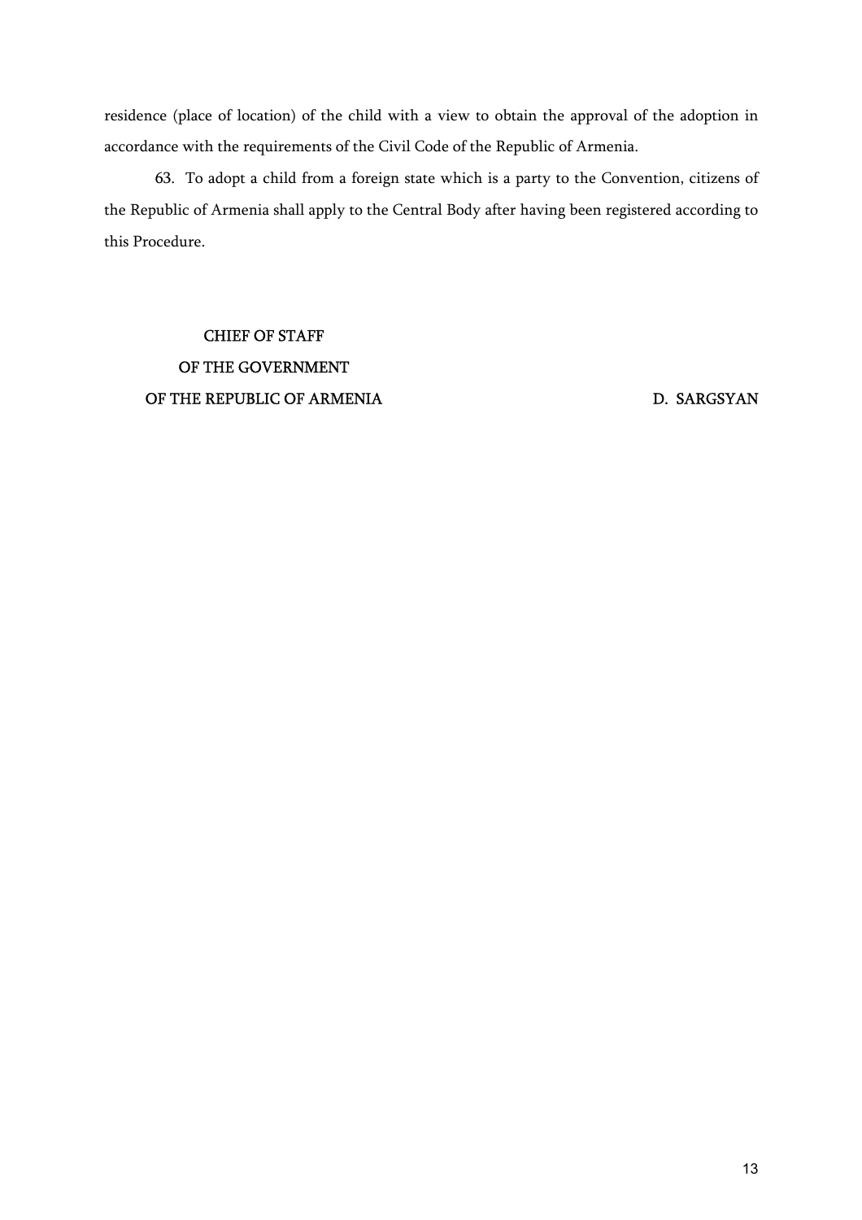residence (place of location) of the child with a view to obtain the approval of the adoption in accordance with the requirements of the Civil Code of the Republic of Armenia.

63. To adopt a child from a foreign state which is a party to the Convention, citizens of the Republic of Armenia shall apply to the Central Body after having been registered according to this Procedure.

CHIEF OF STAFF
OF THE GOVERNMENT
OF THE REPUBLIC OF ARMENIA D. SARGSYAN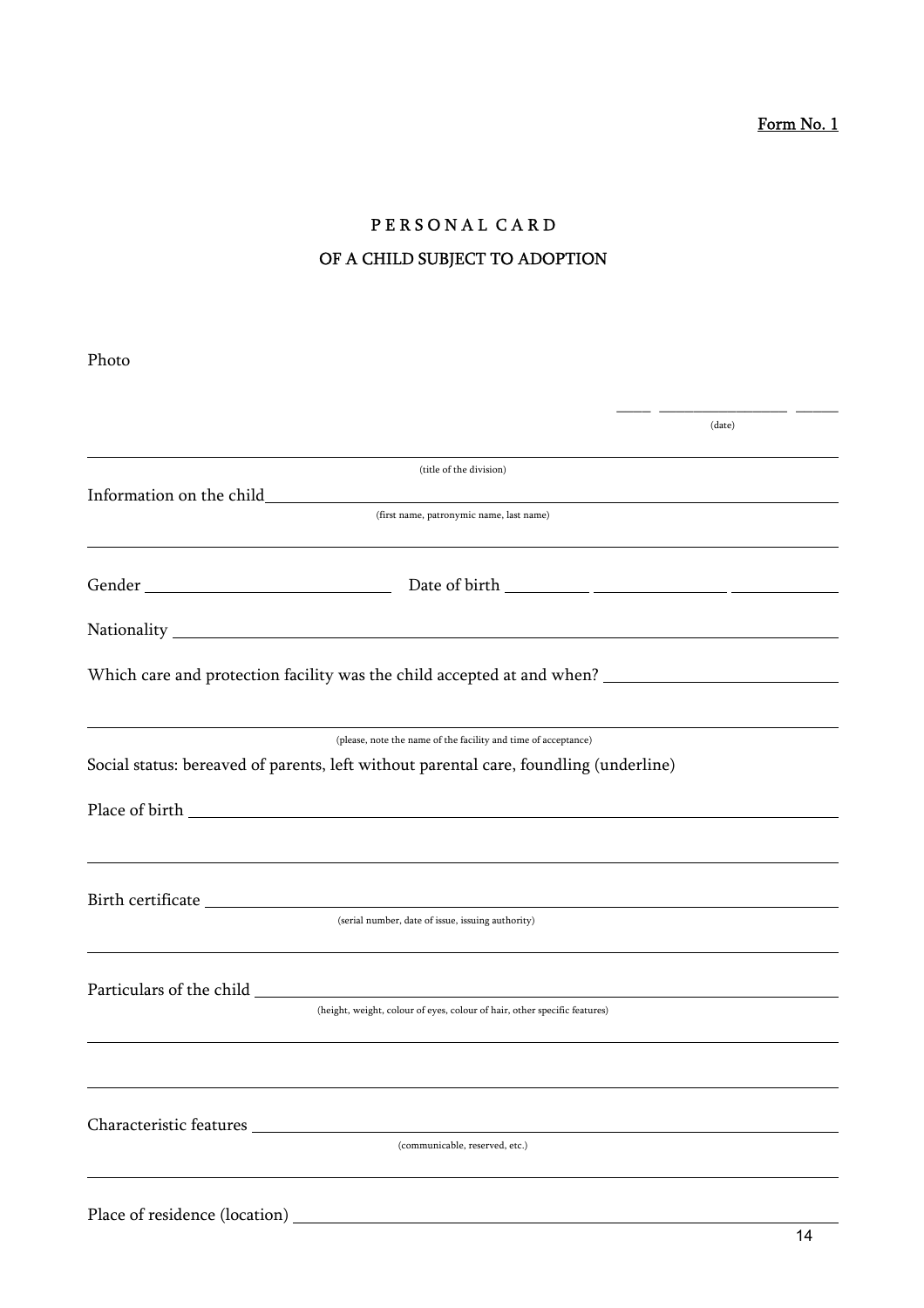Form No. 1

# PERSONAL CARD
## OF A CHILD SUBJECT TO ADOPTION

Photo

____ ________________ _____
(date)

_______________________________________________
(title of the division)

Information on the child _______________________________________________
(first name, patronymic name, last name)

_______________________________________________

Gender ____________________ Date of birth ________ ____________ __________

Nationality _______________________________________________

Which care and protection facility was the child accepted at and when? ____________________

_______________________________________________
(please, note the name of the facility and time of acceptance)

Social status: bereaved of parents, left without parental care, foundling (underline)

Place of birth _______________________________________________

_______________________________________________

Birth certificate _______________________________________________
(serial number, date of issue, issuing authority)

_______________________________________________

Particulars of the child _______________________________________________
(height, weight, colour of eyes, colour of hair, other specific features)

_______________________________________________

_______________________________________________

Characteristic features _______________________________________________
(communicable, reserved, etc.)

_______________________________________________

Place of residence (location) _______________________________________________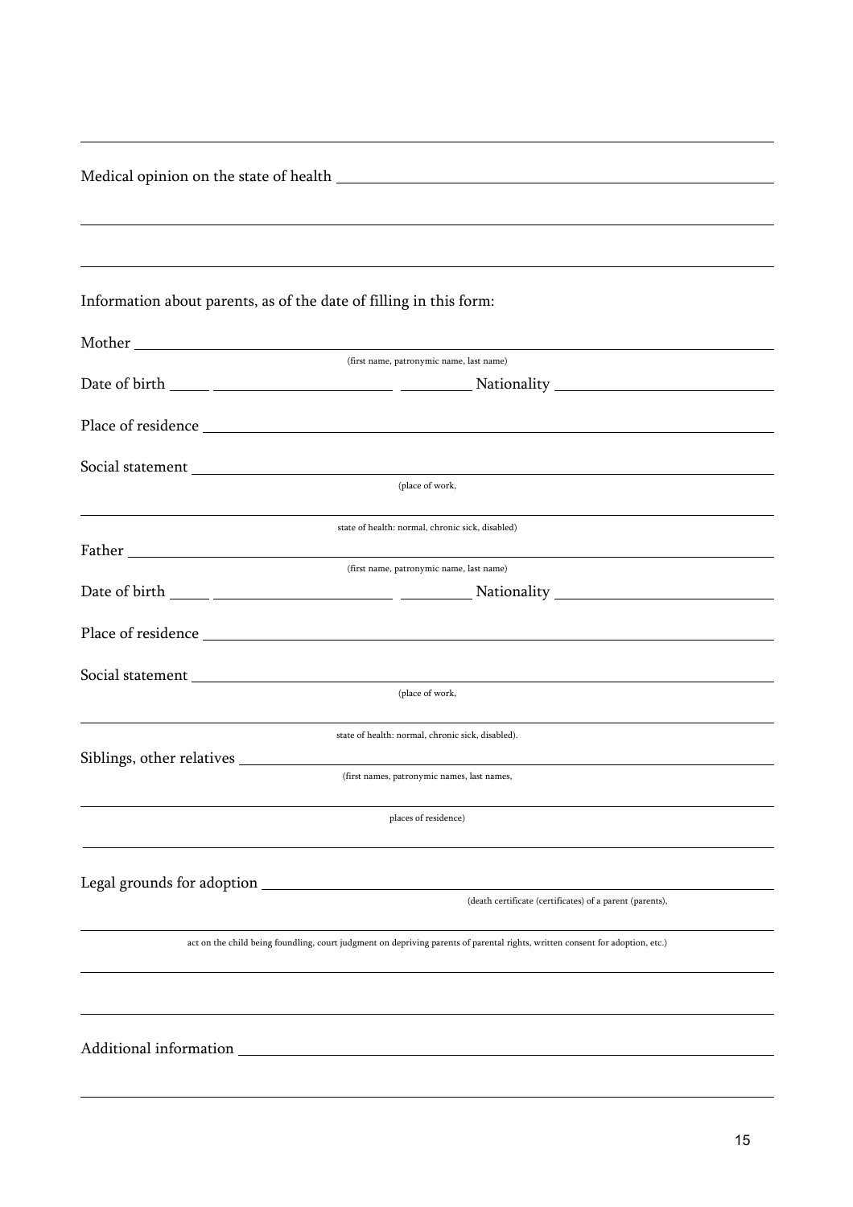Medical opinion on the state of health \_\_\_\_\_\_\_\_\_\_\_\_\_\_\_\_\_\_\_\_\_\_\_\_\_\_\_\_\_\_\_\_\_\_\_\_\_\_\_\_

\_\_\_\_\_\_\_\_\_\_\_\_\_\_\_\_\_\_\_\_\_\_\_\_\_\_\_\_\_\_\_\_\_\_\_\_\_\_\_\_\_\_\_\_\_\_\_\_\_\_\_\_\_\_\_\_\_\_\_\_\_\_\_\_\_\_\_\_\_\_

\_\_\_\_\_\_\_\_\_\_\_\_\_\_\_\_\_\_\_\_\_\_\_\_\_\_\_\_\_\_\_\_\_\_\_\_\_\_\_\_\_\_\_\_\_\_\_\_\_\_\_\_\_\_\_\_\_\_\_\_\_\_\_\_\_\_\_\_\_\_

Information about parents, as of the date of filling in this form:

Mother \_\_\_\_\_\_\_\_\_\_\_\_\_\_\_\_\_\_\_\_\_\_\_\_\_\_\_\_\_\_\_\_\_\_\_\_\_\_\_\_\_\_\_\_\_\_\_\_\_\_\_\_\_\_\_\_\_\_\_\_\_\_\_\_
(first name, patronymic name, last name)

Date of birth \_\_\_\_\_ \_\_\_\_\_\_\_\_\_\_\_\_\_\_\_\_\_\_\_\_ \_\_\_\_\_\_\_\_\_ Nationality \_\_\_\_\_\_\_\_\_\_\_\_\_\_\_\_\_\_\_\_\_\_\_\_

Place of residence \_\_\_\_\_\_\_\_\_\_\_\_\_\_\_\_\_\_\_\_\_\_\_\_\_\_\_\_\_\_\_\_\_\_\_\_\_\_\_\_\_\_\_\_\_\_\_\_\_\_\_\_\_\_\_\_\_\_

Social statement \_\_\_\_\_\_\_\_\_\_\_\_\_\_\_\_\_\_\_\_\_\_\_\_\_\_\_\_\_\_\_\_\_\_\_\_\_\_\_\_\_\_\_\_\_\_\_\_\_\_\_\_\_\_\_\_\_\_\_\_
(place of work,

\_\_\_\_\_\_\_\_\_\_\_\_\_\_\_\_\_\_\_\_\_\_\_\_\_\_\_\_\_\_\_\_\_\_\_\_\_\_\_\_\_\_\_\_\_\_\_\_\_\_\_\_\_\_\_\_\_\_\_\_\_\_\_\_\_\_\_\_\_\_
state of health: normal, chronic sick, disabled)

Father \_\_\_\_\_\_\_\_\_\_\_\_\_\_\_\_\_\_\_\_\_\_\_\_\_\_\_\_\_\_\_\_\_\_\_\_\_\_\_\_\_\_\_\_\_\_\_\_\_\_\_\_\_\_\_\_\_\_\_\_\_\_\_\_\_
(first name, patronymic name, last name)

Date of birth \_\_\_\_\_ \_\_\_\_\_\_\_\_\_\_\_\_\_\_\_\_\_\_\_\_ \_\_\_\_\_\_\_\_\_ Nationality \_\_\_\_\_\_\_\_\_\_\_\_\_\_\_\_\_\_\_\_\_\_\_\_

Place of residence \_\_\_\_\_\_\_\_\_\_\_\_\_\_\_\_\_\_\_\_\_\_\_\_\_\_\_\_\_\_\_\_\_\_\_\_\_\_\_\_\_\_\_\_\_\_\_\_\_\_\_\_\_\_\_\_\_\_

Social statement \_\_\_\_\_\_\_\_\_\_\_\_\_\_\_\_\_\_\_\_\_\_\_\_\_\_\_\_\_\_\_\_\_\_\_\_\_\_\_\_\_\_\_\_\_\_\_\_\_\_\_\_\_\_\_\_\_\_\_\_
(place of work,

\_\_\_\_\_\_\_\_\_\_\_\_\_\_\_\_\_\_\_\_\_\_\_\_\_\_\_\_\_\_\_\_\_\_\_\_\_\_\_\_\_\_\_\_\_\_\_\_\_\_\_\_\_\_\_\_\_\_\_\_\_\_\_\_\_\_\_\_\_\_
state of health: normal, chronic sick, disabled).

Siblings, other relatives \_\_\_\_\_\_\_\_\_\_\_\_\_\_\_\_\_\_\_\_\_\_\_\_\_\_\_\_\_\_\_\_\_\_\_\_\_\_\_\_\_\_\_\_\_\_\_\_\_\_\_\_\_\_
(first names, patronymic names, last names,

\_\_\_\_\_\_\_\_\_\_\_\_\_\_\_\_\_\_\_\_\_\_\_\_\_\_\_\_\_\_\_\_\_\_\_\_\_\_\_\_\_\_\_\_\_\_\_\_\_\_\_\_\_\_\_\_\_\_\_\_\_\_\_\_\_\_\_\_\_\_
places of residence)

\_\_\_\_\_\_\_\_\_\_\_\_\_\_\_\_\_\_\_\_\_\_\_\_\_\_\_\_\_\_\_\_\_\_\_\_\_\_\_\_\_\_\_\_\_\_\_\_\_\_\_\_\_\_\_\_\_\_\_\_\_\_\_\_\_\_\_\_\_\_

Legal grounds for adoption \_\_\_\_\_\_\_\_\_\_\_\_\_\_\_\_\_\_\_\_\_\_\_\_\_\_\_\_\_\_\_\_\_\_\_\_\_\_\_\_\_\_\_\_\_\_\_\_\_\_\_\_
(death certificate (certificates) of a parent (parents),

\_\_\_\_\_\_\_\_\_\_\_\_\_\_\_\_\_\_\_\_\_\_\_\_\_\_\_\_\_\_\_\_\_\_\_\_\_\_\_\_\_\_\_\_\_\_\_\_\_\_\_\_\_\_\_\_\_\_\_\_\_\_\_\_\_\_\_\_\_\_
act on the child being foundling, court judgment on depriving parents of parental rights, written consent for adoption, etc.)

\_\_\_\_\_\_\_\_\_\_\_\_\_\_\_\_\_\_\_\_\_\_\_\_\_\_\_\_\_\_\_\_\_\_\_\_\_\_\_\_\_\_\_\_\_\_\_\_\_\_\_\_\_\_\_\_\_\_\_\_\_\_\_\_\_\_\_\_\_\_

\_\_\_\_\_\_\_\_\_\_\_\_\_\_\_\_\_\_\_\_\_\_\_\_\_\_\_\_\_\_\_\_\_\_\_\_\_\_\_\_\_\_\_\_\_\_\_\_\_\_\_\_\_\_\_\_\_\_\_\_\_\_\_\_\_\_\_\_\_\_

Additional information \_\_\_\_\_\_\_\_\_\_\_\_\_\_\_\_\_\_\_\_\_\_\_\_\_\_\_\_\_\_\_\_\_\_\_\_\_\_\_\_\_\_\_\_\_\_\_\_\_\_\_\_\_\_\_\_

\_\_\_\_\_\_\_\_\_\_\_\_\_\_\_\_\_\_\_\_\_\_\_\_\_\_\_\_\_\_\_\_\_\_\_\_\_\_\_\_\_\_\_\_\_\_\_\_\_\_\_\_\_\_\_\_\_\_\_\_\_\_\_\_\_\_\_\_\_\_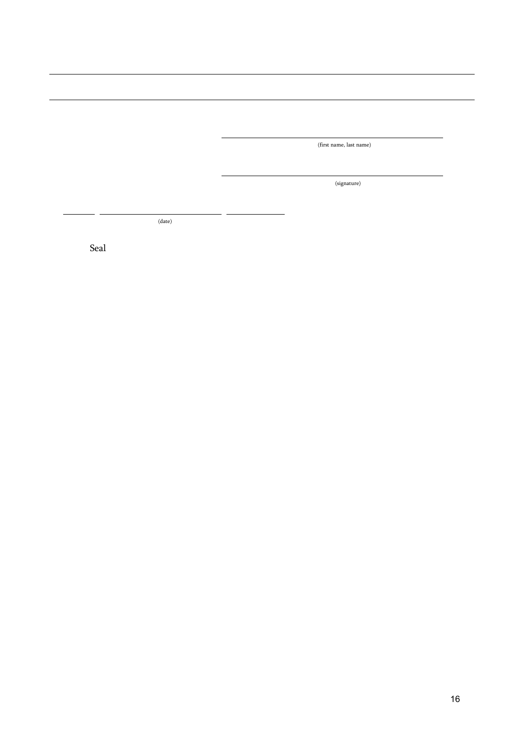---

---

\_\_\_\_\_\_\_\_\_\_\_\_\_\_\_\_\_\_\_\_\_\_\_\_\_\_\_\_\_\_\_\_\_\_\_\_\_\_\_\_

(first name, last name)

\_\_\_\_\_\_\_\_\_\_\_\_\_\_\_\_\_\_\_\_\_\_\_\_\_\_\_\_\_\_\_\_\_\_\_\_\_\_\_\_

(signature)

\_\_\_\_\_\_ \_\_\_\_\_\_\_\_\_\_\_\_\_\_\_\_\_\_\_\_\_\_ \_\_\_\_\_\_\_\_\_\_

(date)

Seal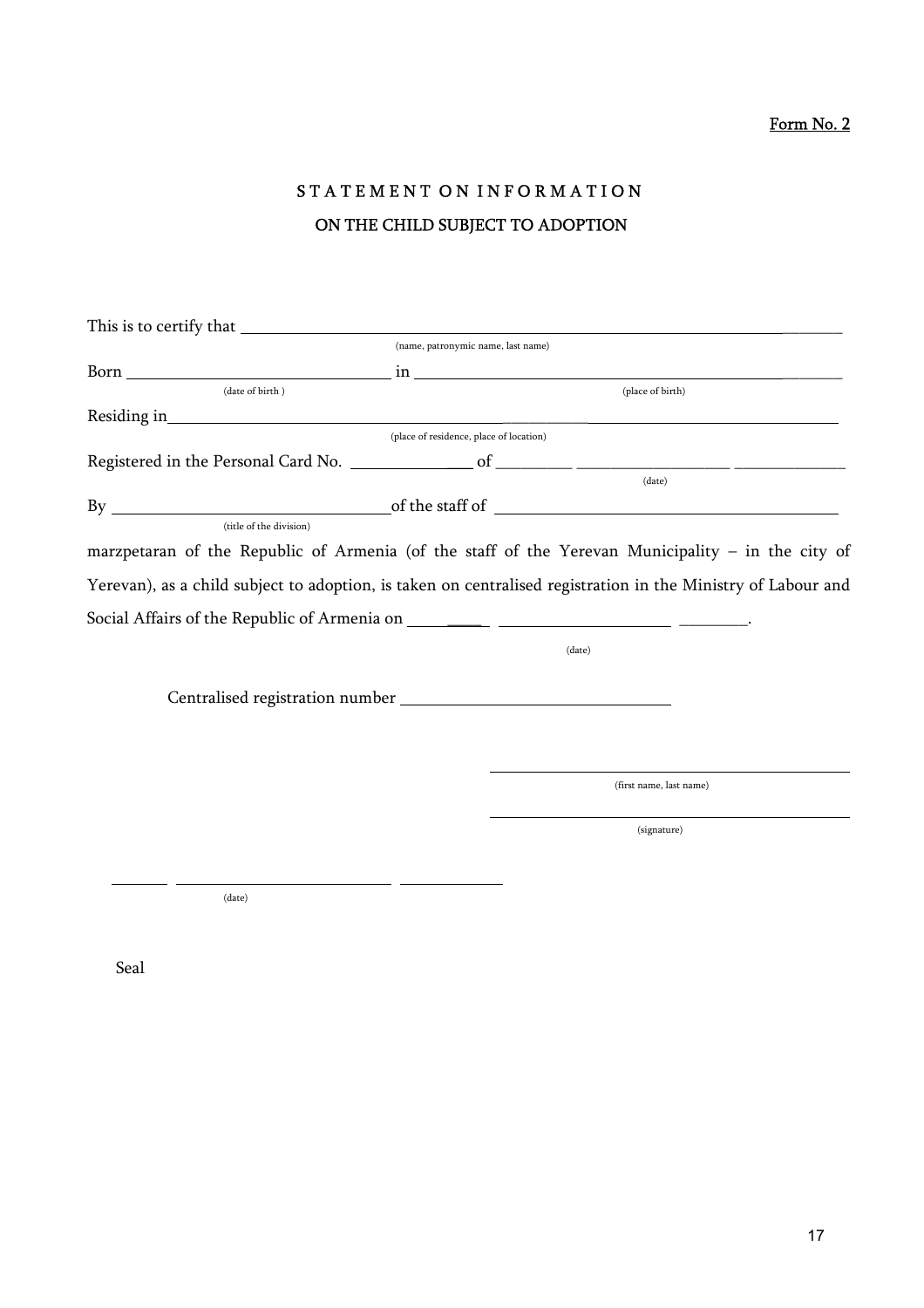Form No. 2

# STATEMENT ON INFORMATION
## ON THE CHILD SUBJECT TO ADOPTION

This is to certify that ________________________________________________
(name, patronymic name, last name)

Born ______________________ in ______________________________________
(date of birth) (place of birth)

Residing in _________________________________________________________
(place of residence, place of location)

Registered in the Personal Card No. ____________ of _________ ________________ ____________
(date)

By __________________________ of the staff of ____________________________
(title of the division)

marzpetaran of the Republic of Armenia (of the staff of the Yerevan Municipality – in the city of Yerevan), as a child subject to adoption, is taken on centralised registration in the Ministry of Labour and Social Affairs of the Republic of Armenia on ________ __________________ ________.
(date)

Centralised registration number ____________________________

______________________________
(first name, last name)

______________________________
(signature)

______ ______________________ __________
(date)

Seal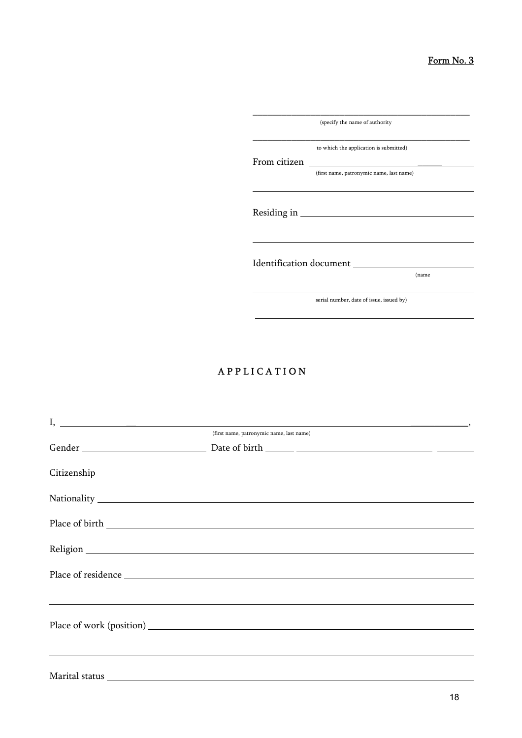Form No. 3

\_\_\_\_\_\_\_\_\_\_\_\_\_\_\_\_\_\_\_\_\_\_\_\_\_\_\_\_\_\_\_\_\_\_\_\_\_\_\_\_\_\_\_\_

(specify the name of authority

\_\_\_\_\_\_\_\_\_\_\_\_\_\_\_\_\_\_\_\_\_\_\_\_\_\_\_\_\_\_\_\_\_\_\_\_\_\_\_\_\_\_\_\_

to which the application is submitted)

From citizen \_\_\_\_\_\_\_\_\_\_\_\_\_\_\_\_\_\_\_\_\_\_\_\_\_\_\_\_\_\_\_\_

(first name, patronymic name, last name)

\_\_\_\_\_\_\_\_\_\_\_\_\_\_\_\_\_\_\_\_\_\_\_\_\_\_\_\_\_\_\_\_\_\_\_\_\_\_\_\_\_\_\_\_

Residing in \_\_\_\_\_\_\_\_\_\_\_\_\_\_\_\_\_\_\_\_\_\_\_\_\_\_\_\_\_\_\_\_\_\_

\_\_\_\_\_\_\_\_\_\_\_\_\_\_\_\_\_\_\_\_\_\_\_\_\_\_\_\_\_\_\_\_\_\_\_\_\_\_\_\_\_\_\_\_

Identification document \_\_\_\_\_\_\_\_\_\_\_\_\_\_\_\_\_\_\_\_\_\_

(name

\_\_\_\_\_\_\_\_\_\_\_\_\_\_\_\_\_\_\_\_\_\_\_\_\_\_\_\_\_\_\_\_\_\_\_\_\_\_\_\_\_\_\_\_

serial number, date of issue, issued by)

\_\_\_\_\_\_\_\_\_\_\_\_\_\_\_\_\_\_\_\_\_\_\_\_\_\_\_\_\_\_\_\_\_\_\_\_\_\_\_\_\_\_\_\_

## A P P L I C A T I O N

I, \_\_\_\_\_\_\_\_\_\_\_\_\_\_\_\_\_\_\_\_\_\_\_\_\_\_\_\_\_\_\_\_\_\_\_\_\_\_\_\_\_\_\_\_\_\_\_\_\_\_\_\_\_\_\_\_\_\_\_\_\_\_\_\_\_\_\_\_\_\_,

(first name, patronymic name, last name)

Gender \_\_\_\_\_\_\_\_\_\_\_\_\_\_\_\_\_\_\_\_\_\_\_\_ Date of birth \_\_\_\_\_\_\_\_\_\_\_\_\_\_\_\_\_\_\_\_\_\_\_\_\_\_\_\_\_\_\_\_\_\_

Citizenship \_\_\_\_\_\_\_\_\_\_\_\_\_\_\_\_\_\_\_\_\_\_\_\_\_\_\_\_\_\_\_\_\_\_\_\_\_\_\_\_\_\_\_\_\_\_\_\_\_\_\_\_\_\_\_\_\_\_\_\_\_\_\_\_\_\_

Nationality \_\_\_\_\_\_\_\_\_\_\_\_\_\_\_\_\_\_\_\_\_\_\_\_\_\_\_\_\_\_\_\_\_\_\_\_\_\_\_\_\_\_\_\_\_\_\_\_\_\_\_\_\_\_\_\_\_\_\_\_\_\_\_\_\_\_

Place of birth \_\_\_\_\_\_\_\_\_\_\_\_\_\_\_\_\_\_\_\_\_\_\_\_\_\_\_\_\_\_\_\_\_\_\_\_\_\_\_\_\_\_\_\_\_\_\_\_\_\_\_\_\_\_\_\_\_\_\_\_\_\_\_

Religion \_\_\_\_\_\_\_\_\_\_\_\_\_\_\_\_\_\_\_\_\_\_\_\_\_\_\_\_\_\_\_\_\_\_\_\_\_\_\_\_\_\_\_\_\_\_\_\_\_\_\_\_\_\_\_\_\_\_\_\_\_\_\_\_\_\_\_\_\_

Place of residence \_\_\_\_\_\_\_\_\_\_\_\_\_\_\_\_\_\_\_\_\_\_\_\_\_\_\_\_\_\_\_\_\_\_\_\_\_\_\_\_\_\_\_\_\_\_\_\_\_\_\_\_\_\_\_\_\_\_\_

\_\_\_\_\_\_\_\_\_\_\_\_\_\_\_\_\_\_\_\_\_\_\_\_\_\_\_\_\_\_\_\_\_\_\_\_\_\_\_\_\_\_\_\_\_\_\_\_\_\_\_\_\_\_\_\_\_\_\_\_\_\_\_\_\_\_\_\_\_\_\_\_\_\_\_\_

Place of work (position) \_\_\_\_\_\_\_\_\_\_\_\_\_\_\_\_\_\_\_\_\_\_\_\_\_\_\_\_\_\_\_\_\_\_\_\_\_\_\_\_\_\_\_\_\_\_\_\_\_\_\_\_\_\_

\_\_\_\_\_\_\_\_\_\_\_\_\_\_\_\_\_\_\_\_\_\_\_\_\_\_\_\_\_\_\_\_\_\_\_\_\_\_\_\_\_\_\_\_\_\_\_\_\_\_\_\_\_\_\_\_\_\_\_\_\_\_\_\_\_\_\_\_\_\_\_\_\_\_\_\_

Marital status \_\_\_\_\_\_\_\_\_\_\_\_\_\_\_\_\_\_\_\_\_\_\_\_\_\_\_\_\_\_\_\_\_\_\_\_\_\_\_\_\_\_\_\_\_\_\_\_\_\_\_\_\_\_\_\_\_\_\_\_\_\_\_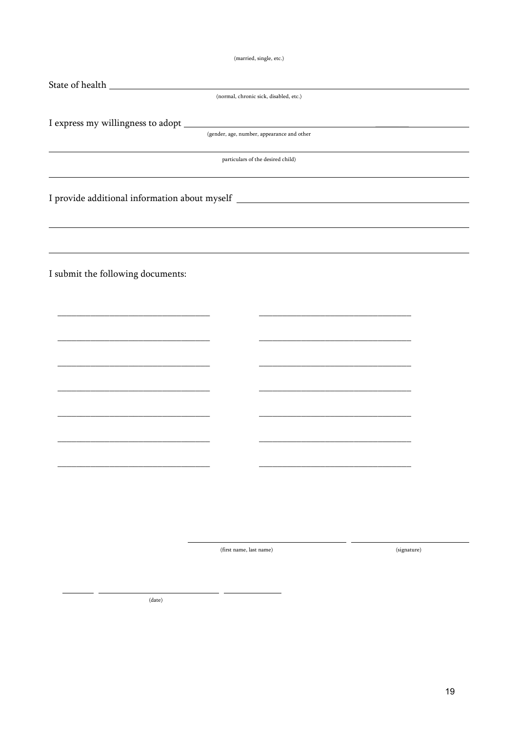(married, single, etc.)

State of health ________________________________________________

(normal, chronic sick, disabled, etc.)

I express my willingness to adopt ________________________________________________

(gender, age, number, appearance and other

________________________________________________

particulars of the desired child)

________________________________________________

I provide additional information about myself ________________________________________________

________________________________________________

________________________________________________

I submit the following documents:

________________________ ________________________

________________________ ________________________

________________________ ________________________

________________________ ________________________

________________________ ________________________

________________________ ________________________

________________________ ________________________

________________________ ________________________

(first name, last name) (signature)

____ ________________ ________

(date)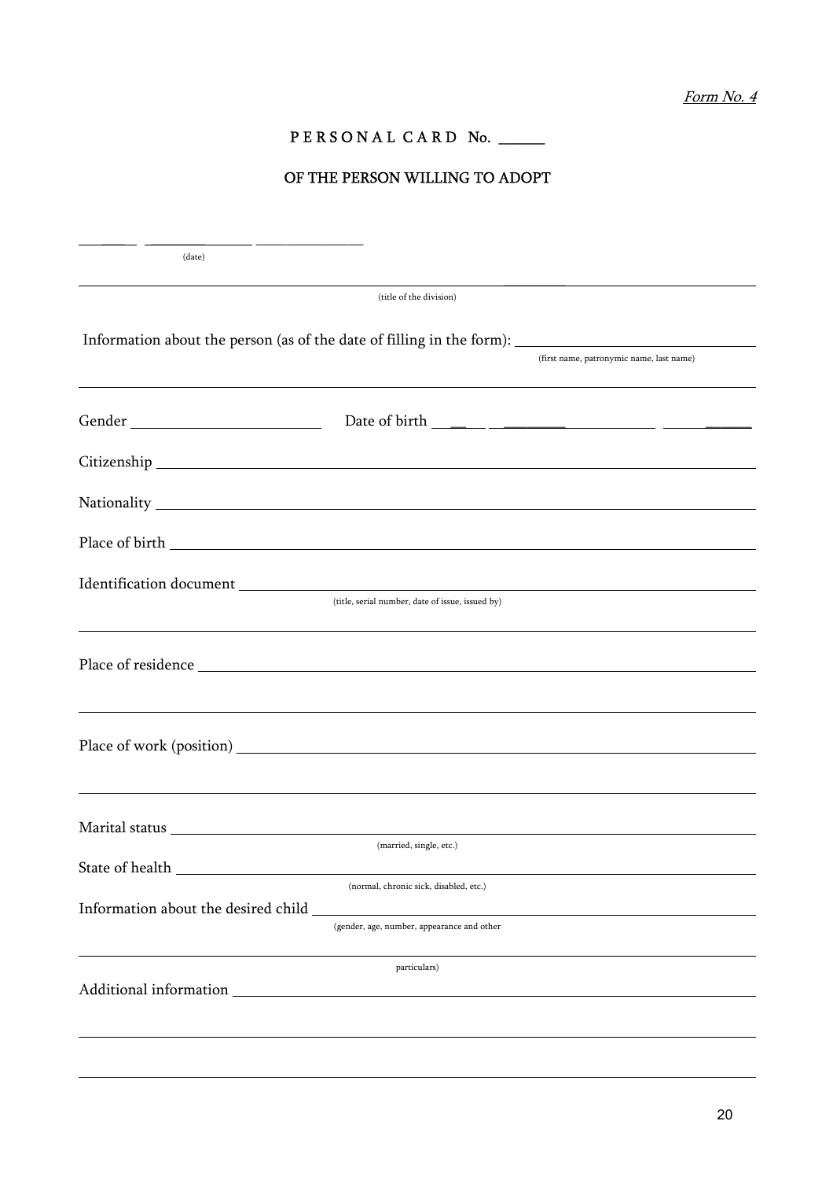*Form No. 4*

# PERSONAL CARD No. ______

## OF THE PERSON WILLING TO ADOPT

____ ________ ________
(date)

______________________________________________________________________________
(title of the division)

Information about the person (as of the date of filling in the form): ______________________________
(first name, patronymic name, last name)

______________________________________________________________________________

Gender ____________________ Date of birth ____ ________ ____________ ______

Citizenship ______________________________________________________________________

Nationality ______________________________________________________________________

Place of birth ____________________________________________________________________

Identification document ___________________________________________________________
(title, serial number, date of issue, issued by)

______________________________________________________________________________

Place of residence _________________________________________________________________

______________________________________________________________________________

Place of work (position) ____________________________________________________________

______________________________________________________________________________

Marital status ____________________________________________________________________
(married, single, etc.)

State of health ___________________________________________________________________
(normal, chronic sick, disabled, etc.)

Information about the desired child __________________________________________________
(gender, age, number, appearance and other

______________________________________________________________________________
particulars)

Additional information ____________________________________________________________

______________________________________________________________________________

______________________________________________________________________________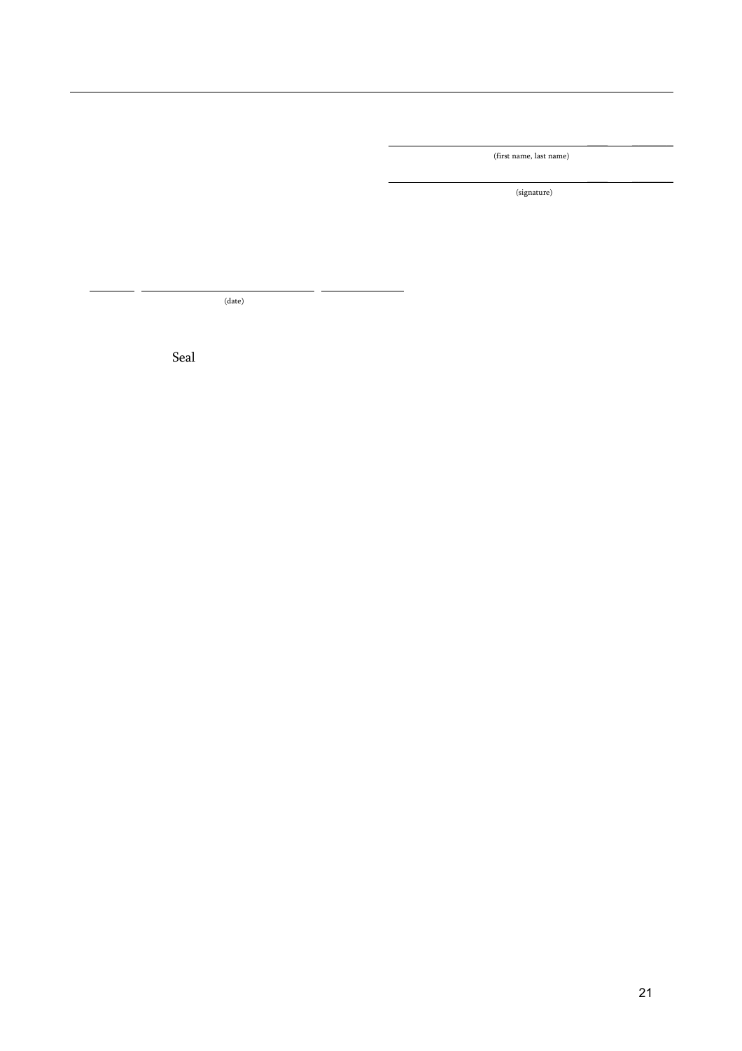\_\_\_\_\_\_\_\_\_\_\_\_\_\_\_\_\_\_\_\_\_\_\_\_\_\_\_\_\_\_\_\_\_\_\_\_\_\_\_\_

(first name, last name)

\_\_\_\_\_\_\_\_\_\_\_\_\_\_\_\_\_\_\_\_\_\_\_\_\_\_\_\_\_\_\_\_\_\_\_\_\_\_\_\_

(signature)

\_\_\_\_\_\_\_\_ \_\_\_\_\_\_\_\_\_\_\_\_\_\_\_\_\_\_\_\_\_\_\_\_\_\_\_\_\_\_ \_\_\_\_\_\_\_\_\_\_\_\_\_\_

(date)

Seal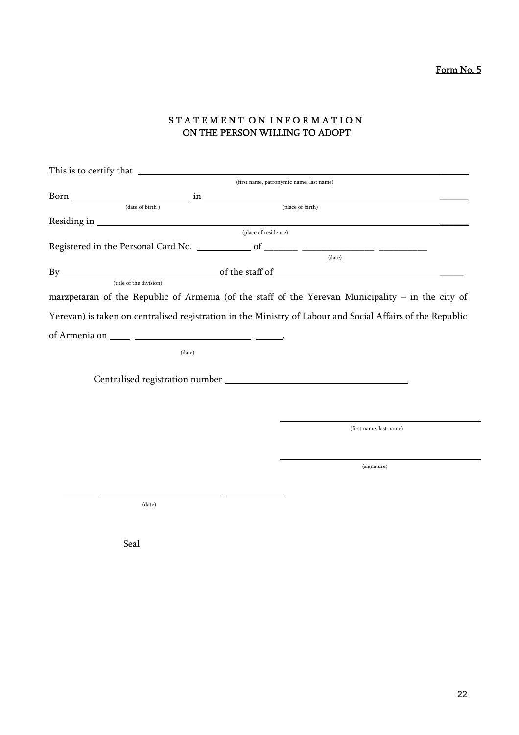Form No. 5

# STATEMENT ON INFORMATION ON THE PERSON WILLING TO ADOPT

This is to certify that ______________________________________________________________
(first name, patronymic name, last name)

Born ________________________ in ______________________________________________
(date of birth) (place of birth)

Residing in __________________________________________________________________
(place of residence)

Registered in the Personal Card No. ___________ of _______ _______________ __________
(date)

By ________________________________of the staff of_____________________________________
(title of the division)

marzpetaran of the Republic of Armenia (of the staff of the Yerevan Municipality – in the city of Yerevan) is taken on centralised registration in the Ministry of Labour and Social Affairs of the Republic of Armenia on _____ ________________________ ______.
(date)

Centralised registration number ______________________________________

______________________________________
(first name, last name)

______________________________________
(signature)

_______ ____________________________ _____________
(date)

Seal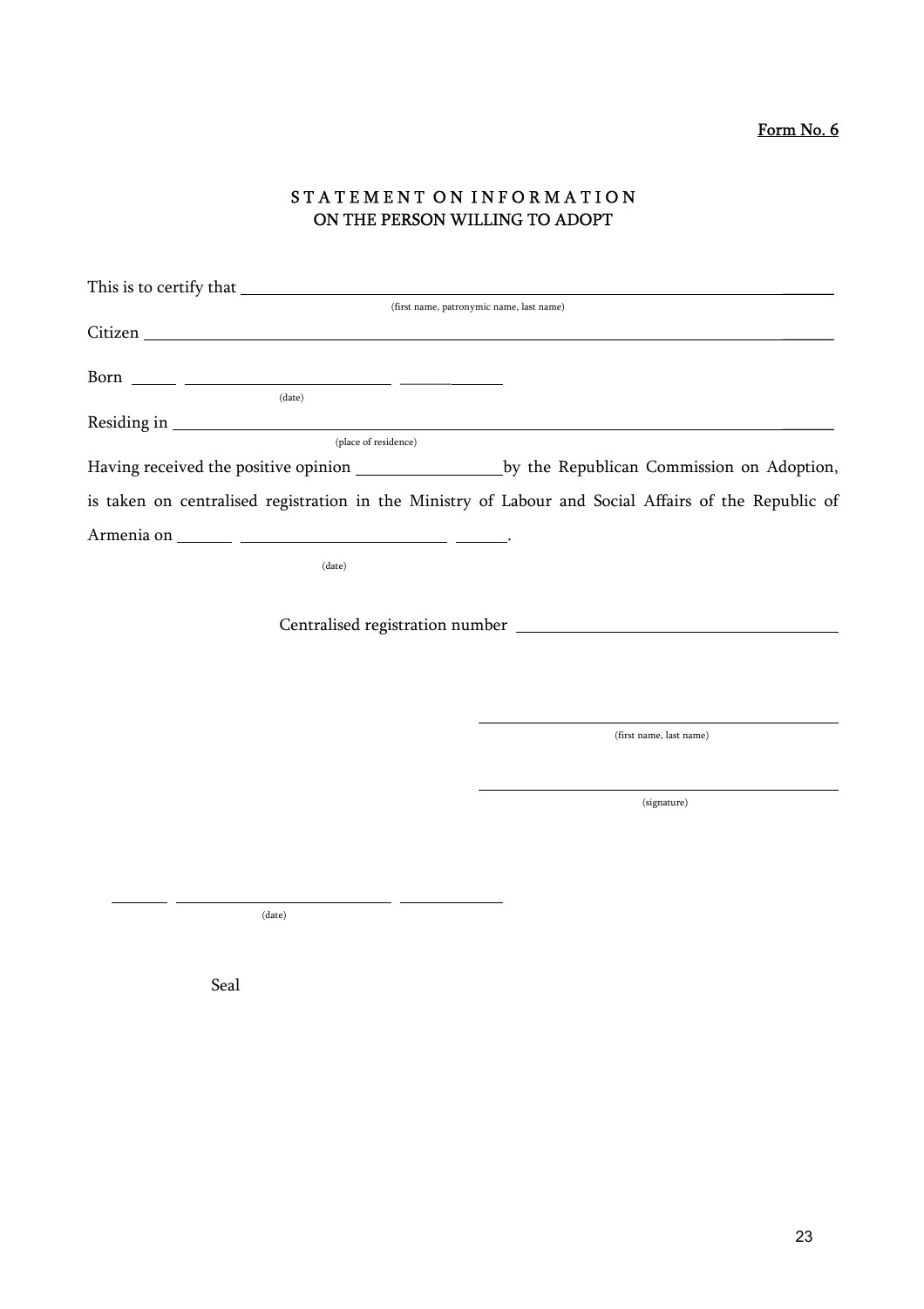Form No. 6

# STATEMENT ON INFORMATION
## ON THE PERSON WILLING TO ADOPT

This is to certify that ______________________________________________________________________
(first name, patronymic name, last name)

Citizen ______________________________________________________________________

Born _____ ________________________ ____________
(date)

Residing in ______________________________________________________________________
(place of residence)

Having received the positive opinion _________________ by the Republican Commission on Adoption, is taken on centralised registration in the Ministry of Labour and Social Affairs of the Republic of Armenia on _______ ________________________ ______.
(date)

Centralised registration number ______________________________________

______________________________________
(first name, last name)

______________________________________
(signature)

_______ __________________________ ____________
(date)

Seal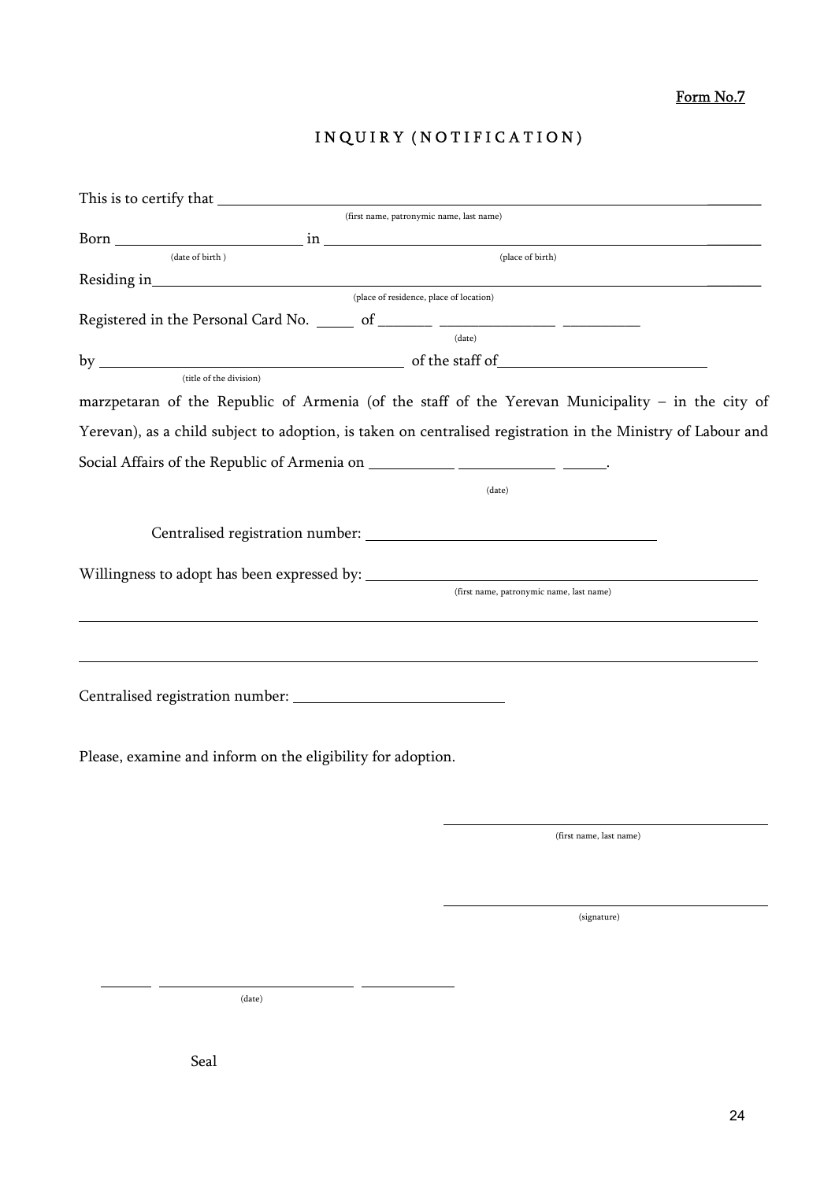Form No.7

# INQUIRY (NOTIFICATION)

This is to certify that ________________________________________________________________
(first name, patronymic name, last name)

Born ________________________ in ________________________________________________
(date of birth) (place of birth)

Residing in ________________________________________________________________
(place of residence, place of location)

Registered in the Personal Card No. _____ of _______ _______________ __________
(date)

by ________________________________________ of the staff of ___________________________
(title of the division)

marzpetaran of the Republic of Armenia (of the staff of the Yerevan Municipality – in the city of Yerevan), as a child subject to adoption, is taken on centralised registration in the Ministry of Labour and Social Affairs of the Republic of Armenia on ___________ ____________ ______.
(date)

Centralised registration number: ______________________________________

Willingness to adopt has been expressed by: ________________________________________
(first name, patronymic name, last name)

________________________________________________________________________________

________________________________________________________________________________

Centralised registration number: ____________________________

Please, examine and inform on the eligibility for adoption.

________________________________________
(first name, last name)

________________________________________
(signature)

______ _________________________ ____________
(date)

Seal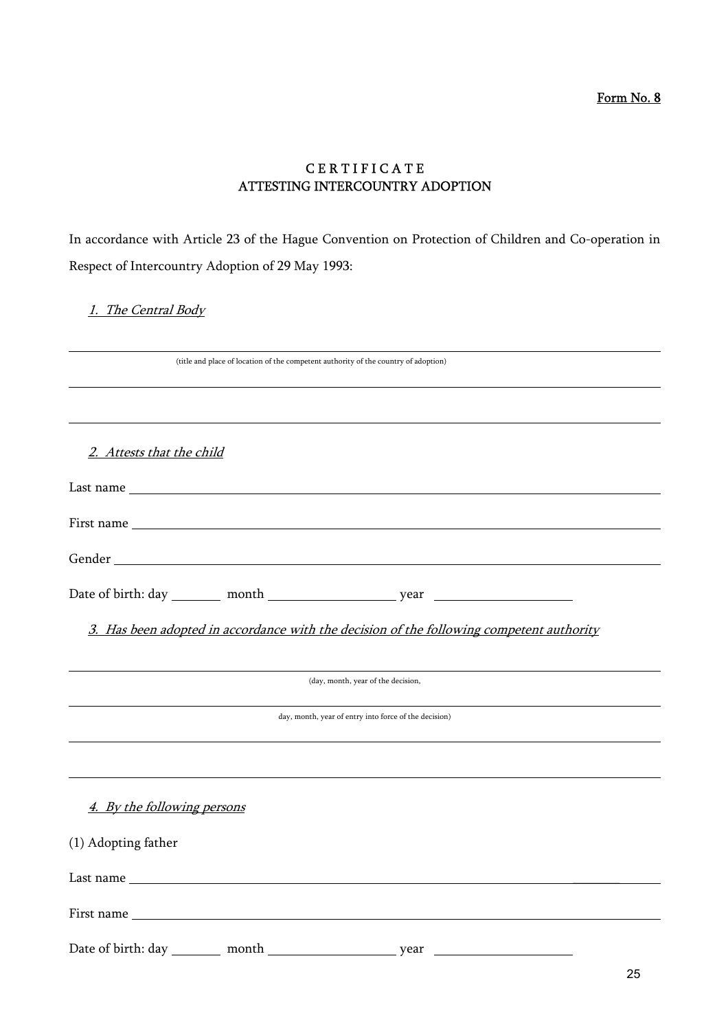Form No. 8

# CERTIFICATE
# ATTESTING INTERCOUNTRY ADOPTION

In accordance with Article 23 of the Hague Convention on Protection of Children and Co-operation in Respect of Intercountry Adoption of 29 May 1993:

*1. The Central Body*

______________________________________________________________________
(title and place of location of the competent authority of the country of adoption)

______________________________________________________________________

______________________________________________________________________

*2. Attests that the child*

Last name ____________________________________________________________

First name ____________________________________________________________

Gender ______________________________________________________________

Date of birth: day ________ month ____________________ year ____________________

*3. Has been adopted in accordance with the decision of the following competent authority*

______________________________________________________________________
(day, month, year of the decision,

______________________________________________________________________
day, month, year of entry into force of the decision)

______________________________________________________________________

______________________________________________________________________

*4. By the following persons*

(1) Adopting father

Last name ____________________________________________________________

First name ____________________________________________________________

Date of birth: day ________ month ____________________ year ____________________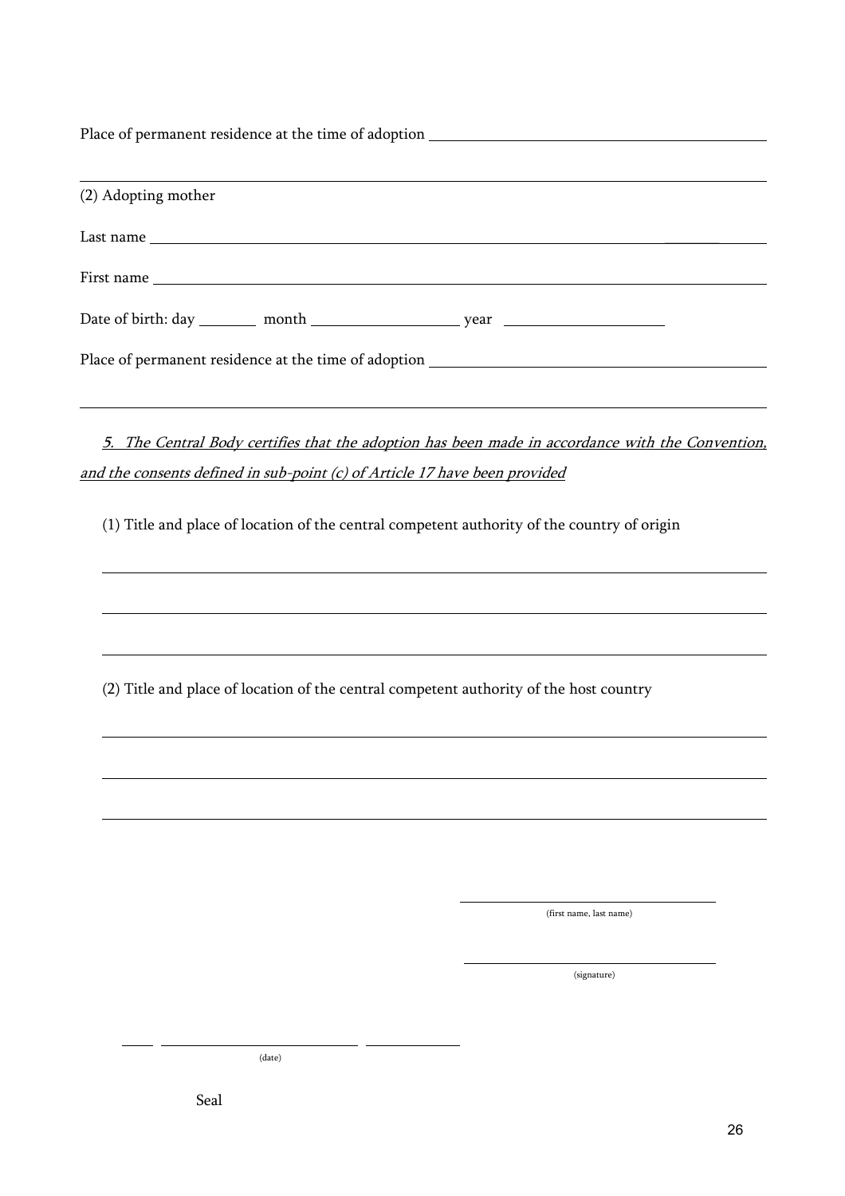Place of permanent residence at the time of adoption \_\_\_\_\_\_\_\_\_\_\_\_\_\_\_\_\_\_\_\_\_\_\_\_\_\_\_\_\_\_\_\_\_\_\_\_\_\_\_\_

\_\_\_\_\_\_\_\_\_\_\_\_\_\_\_\_\_\_\_\_\_\_\_\_\_\_\_\_\_\_\_\_\_\_\_\_\_\_\_\_\_\_\_\_\_\_\_\_\_\_\_\_\_\_\_\_\_\_\_\_\_\_\_\_\_\_\_\_\_\_\_\_\_\_\_\_\_\_\_\_

(2) Adopting mother

Last name \_\_\_\_\_\_\_\_\_\_\_\_\_\_\_\_\_\_\_\_\_\_\_\_\_\_\_\_\_\_\_\_\_\_\_\_\_\_\_\_\_\_\_\_\_\_\_\_\_\_\_\_\_\_\_\_\_\_\_\_\_\_\_\_\_\_\_\_\_\_

First name \_\_\_\_\_\_\_\_\_\_\_\_\_\_\_\_\_\_\_\_\_\_\_\_\_\_\_\_\_\_\_\_\_\_\_\_\_\_\_\_\_\_\_\_\_\_\_\_\_\_\_\_\_\_\_\_\_\_\_\_\_\_\_\_\_\_\_\_\_

Date of birth: day \_\_\_\_\_\_\_ month \_\_\_\_\_\_\_\_\_\_\_\_\_\_\_\_\_ year \_\_\_\_\_\_\_\_\_\_\_\_\_\_\_\_\_\_\_\_

Place of permanent residence at the time of adoption \_\_\_\_\_\_\_\_\_\_\_\_\_\_\_\_\_\_\_\_\_\_\_\_\_\_\_\_\_\_\_\_\_\_\_\_\_\_\_\_

\_\_\_\_\_\_\_\_\_\_\_\_\_\_\_\_\_\_\_\_\_\_\_\_\_\_\_\_\_\_\_\_\_\_\_\_\_\_\_\_\_\_\_\_\_\_\_\_\_\_\_\_\_\_\_\_\_\_\_\_\_\_\_\_\_\_\_\_\_\_\_\_\_\_\_\_\_\_\_\_

*5. The Central Body certifies that the adoption has been made in accordance with the Convention, and the consents defined in sub-point (c) of Article 17 have been provided*

(1) Title and place of location of the central competent authority of the country of origin

\_\_\_\_\_\_\_\_\_\_\_\_\_\_\_\_\_\_\_\_\_\_\_\_\_\_\_\_\_\_\_\_\_\_\_\_\_\_\_\_\_\_\_\_\_\_\_\_\_\_\_\_\_\_\_\_\_\_\_\_\_\_\_\_\_\_\_\_\_\_\_\_\_\_\_\_\_\_

\_\_\_\_\_\_\_\_\_\_\_\_\_\_\_\_\_\_\_\_\_\_\_\_\_\_\_\_\_\_\_\_\_\_\_\_\_\_\_\_\_\_\_\_\_\_\_\_\_\_\_\_\_\_\_\_\_\_\_\_\_\_\_\_\_\_\_\_\_\_\_\_\_\_\_\_\_\_

\_\_\_\_\_\_\_\_\_\_\_\_\_\_\_\_\_\_\_\_\_\_\_\_\_\_\_\_\_\_\_\_\_\_\_\_\_\_\_\_\_\_\_\_\_\_\_\_\_\_\_\_\_\_\_\_\_\_\_\_\_\_\_\_\_\_\_\_\_\_\_\_\_\_\_\_\_\_

(2) Title and place of location of the central competent authority of the host country

\_\_\_\_\_\_\_\_\_\_\_\_\_\_\_\_\_\_\_\_\_\_\_\_\_\_\_\_\_\_\_\_\_\_\_\_\_\_\_\_\_\_\_\_\_\_\_\_\_\_\_\_\_\_\_\_\_\_\_\_\_\_\_\_\_\_\_\_\_\_\_\_\_\_\_\_\_\_

\_\_\_\_\_\_\_\_\_\_\_\_\_\_\_\_\_\_\_\_\_\_\_\_\_\_\_\_\_\_\_\_\_\_\_\_\_\_\_\_\_\_\_\_\_\_\_\_\_\_\_\_\_\_\_\_\_\_\_\_\_\_\_\_\_\_\_\_\_\_\_\_\_\_\_\_\_\_

\_\_\_\_\_\_\_\_\_\_\_\_\_\_\_\_\_\_\_\_\_\_\_\_\_\_\_\_\_\_\_\_\_\_\_\_\_\_\_\_\_\_\_\_\_\_\_\_\_\_\_\_\_\_\_\_\_\_\_\_\_\_\_\_\_\_\_\_\_\_\_\_\_\_\_\_\_\_

\_\_\_\_\_\_\_\_\_\_\_\_\_\_\_\_\_\_\_\_\_\_\_\_\_\_\_\_\_\_\_\_\_\_
(first name, last name)

\_\_\_\_\_\_\_\_\_\_\_\_\_\_\_\_\_\_\_\_\_\_\_\_\_\_\_\_\_\_\_\_\_\_
(signature)

\_\_\_\_ \_\_\_\_\_\_\_\_\_\_\_\_\_\_\_\_\_\_\_\_\_\_\_\_ \_\_\_\_\_\_\_\_\_\_\_\_
(date)

Seal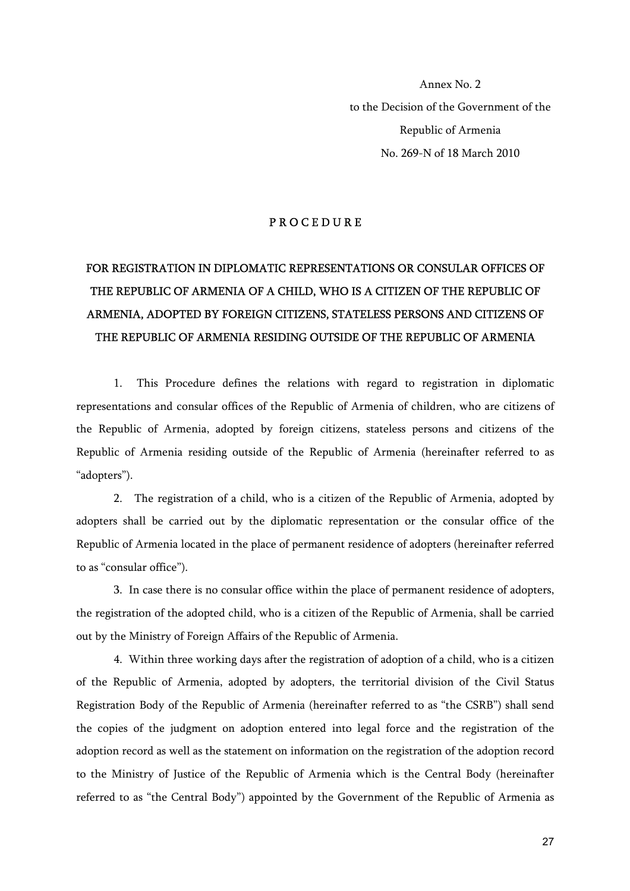Annex No. 2

to the Decision of the Government of the

Republic of Armenia

No. 269-N of 18 March 2010

# P R O C E D U R E

## FOR REGISTRATION IN DIPLOMATIC REPRESENTATIONS OR CONSULAR OFFICES OF THE REPUBLIC OF ARMENIA OF A CHILD, WHO IS A CITIZEN OF THE REPUBLIC OF ARMENIA, ADOPTED BY FOREIGN CITIZENS, STATELESS PERSONS AND CITIZENS OF THE REPUBLIC OF ARMENIA RESIDING OUTSIDE OF THE REPUBLIC OF ARMENIA

1. This Procedure defines the relations with regard to registration in diplomatic representations and consular offices of the Republic of Armenia of children, who are citizens of the Republic of Armenia, adopted by foreign citizens, stateless persons and citizens of the Republic of Armenia residing outside of the Republic of Armenia (hereinafter referred to as "adopters").

2. The registration of a child, who is a citizen of the Republic of Armenia, adopted by adopters shall be carried out by the diplomatic representation or the consular office of the Republic of Armenia located in the place of permanent residence of adopters (hereinafter referred to as "consular office").

3. In case there is no consular office within the place of permanent residence of adopters, the registration of the adopted child, who is a citizen of the Republic of Armenia, shall be carried out by the Ministry of Foreign Affairs of the Republic of Armenia.

4. Within three working days after the registration of adoption of a child, who is a citizen of the Republic of Armenia, adopted by adopters, the territorial division of the Civil Status Registration Body of the Republic of Armenia (hereinafter referred to as "the CSRB") shall send the copies of the judgment on adoption entered into legal force and the registration of the adoption record as well as the statement on information on the registration of the adoption record to the Ministry of Justice of the Republic of Armenia which is the Central Body (hereinafter referred to as "the Central Body") appointed by the Government of the Republic of Armenia as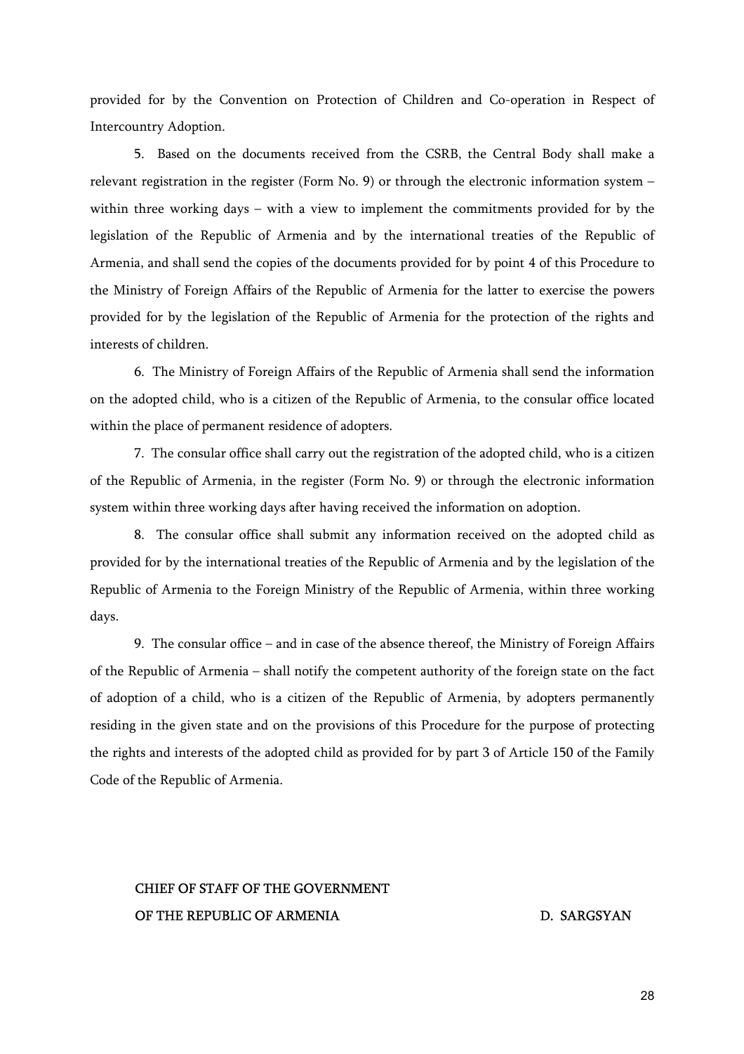provided for by the Convention on Protection of Children and Co-operation in Respect of Intercountry Adoption.

5. Based on the documents received from the CSRB, the Central Body shall make a relevant registration in the register (Form No. 9) or through the electronic information system – within three working days – with a view to implement the commitments provided for by the legislation of the Republic of Armenia and by the international treaties of the Republic of Armenia, and shall send the copies of the documents provided for by point 4 of this Procedure to the Ministry of Foreign Affairs of the Republic of Armenia for the latter to exercise the powers provided for by the legislation of the Republic of Armenia for the protection of the rights and interests of children.

6. The Ministry of Foreign Affairs of the Republic of Armenia shall send the information on the adopted child, who is a citizen of the Republic of Armenia, to the consular office located within the place of permanent residence of adopters.

7. The consular office shall carry out the registration of the adopted child, who is a citizen of the Republic of Armenia, in the register (Form No. 9) or through the electronic information system within three working days after having received the information on adoption.

8. The consular office shall submit any information received on the adopted child as provided for by the international treaties of the Republic of Armenia and by the legislation of the Republic of Armenia to the Foreign Ministry of the Republic of Armenia, within three working days.

9. The consular office – and in case of the absence thereof, the Ministry of Foreign Affairs of the Republic of Armenia – shall notify the competent authority of the foreign state on the fact of adoption of a child, who is a citizen of the Republic of Armenia, by adopters permanently residing in the given state and on the provisions of this Procedure for the purpose of protecting the rights and interests of the adopted child as provided for by part 3 of Article 150 of the Family Code of the Republic of Armenia.

CHIEF OF STAFF OF THE GOVERNMENT
OF THE REPUBLIC OF ARMENIA D. SARGSYAN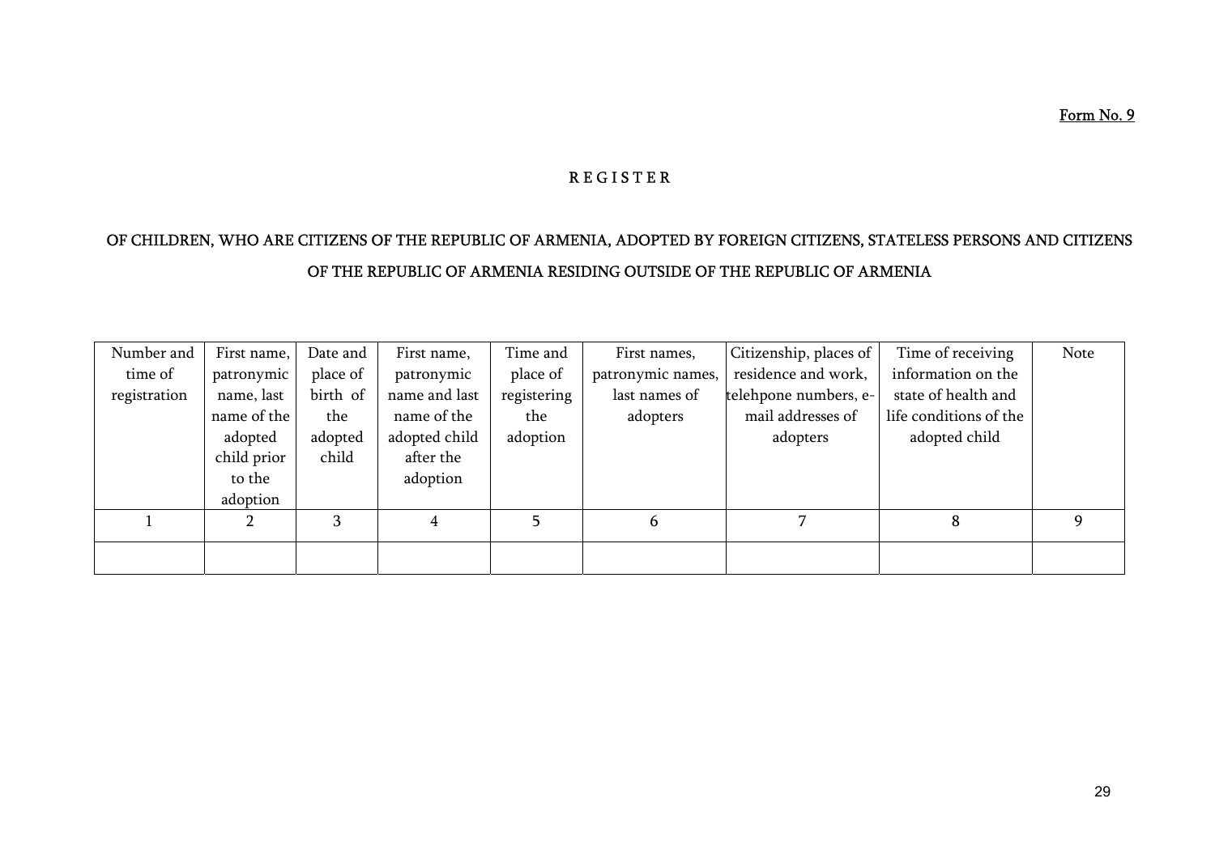Form No. 9

# R E G I S T E R

## OF CHILDREN, WHO ARE CITIZENS OF THE REPUBLIC OF ARMENIA, ADOPTED BY FOREIGN CITIZENS, STATELESS PERSONS AND CITIZENS OF THE REPUBLIC OF ARMENIA RESIDING OUTSIDE OF THE REPUBLIC OF ARMENIA

| Number and time of registration | First name, patronymic name, last name of the adopted child prior to the adoption | Date and place of birth of the adopted child | First name, patronymic name and last name of the adopted child after the adoption | Time and place of registering the adoption | First names, patronymic names, last names of adopters | Citizenship, places of residence and work, telehpone numbers, e-mail addresses of adopters | Time of receiving information on the state of health and life conditions of the adopted child | Note |
|---|---|---|---|---|---|---|---|---|
| 1 | 2 | 3 | 4 | 5 | 6 | 7 | 8 | 9 |
| | | | | | | | | |